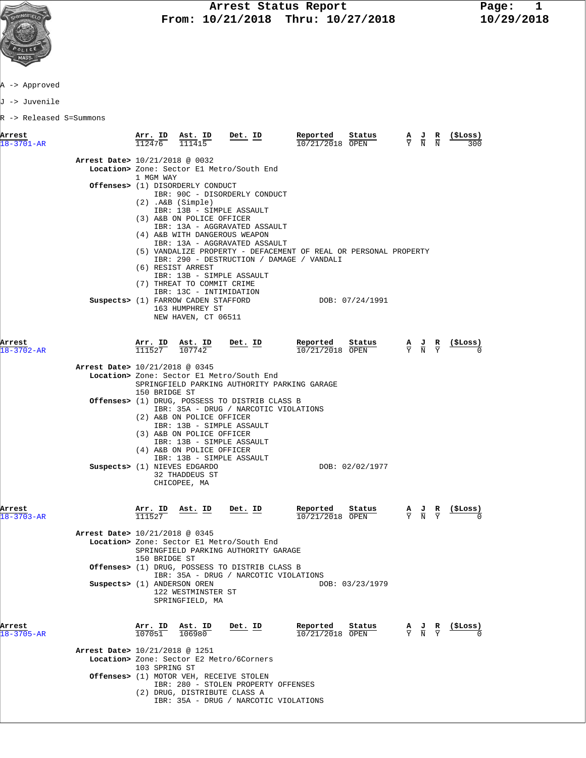# Arrest Status Report

**From: 10/21/2018 Thru: 10/27/2018**

10/29/2018

A -> Approved

J -> Juvenile

R -> Released S=Summons

| Arrest | Arr. ID | Ast. ID | Det. ID | Reported | Status | A | J | R | ($Loss) |
|---|---|---|---|---|---|---|---|---|---|
| 18-3701-AR | 112476 | 111415 | | 10/21/2018 | OPEN | Y | N | N | 300 |

**Arrest Date>** 10/21/2018 @ 0032

**Location>** Zone: Sector E1 Metro/South End
1 MGM WAY

**Offenses>**
(1) DISORDERLY CONDUCT
IBR: 90C - DISORDERLY CONDUCT
(2) .A&B (Simple)
IBR: 13B - SIMPLE ASSAULT
(3) A&B ON POLICE OFFICER
IBR: 13A - AGGRAVATED ASSAULT
(4) A&B WITH DANGEROUS WEAPON
IBR: 13A - AGGRAVATED ASSAULT
(5) VANDALIZE PROPERTY - DEFACEMENT OF REAL OR PERSONAL PROPERTY
IBR: 290 - DESTRUCTION / DAMAGE / VANDALI
(6) RESIST ARREST
IBR: 13B - SIMPLE ASSAULT
(7) THREAT TO COMMIT CRIME
IBR: 13C - INTIMIDATION

**Suspects>** (1) FARROW CADEN STAFFORD — DOB: 07/24/1991
163 HUMPHREY ST
NEW HAVEN, CT 06511

| Arrest | Arr. ID | Ast. ID | Det. ID | Reported | Status | A | J | R | ($Loss) |
|---|---|---|---|---|---|---|---|---|---|
| 18-3702-AR | 111527 | 107742 | | 10/21/2018 | OPEN | Y | N | Y | 0 |

**Arrest Date>** 10/21/2018 @ 0345

**Location>** Zone: Sector E1 Metro/South End
SPRINGFIELD PARKING AUTHORITY PARKING GARAGE
150 BRIDGE ST

**Offenses>**
(1) DRUG, POSSESS TO DISTRIB CLASS B
IBR: 35A - DRUG / NARCOTIC VIOLATIONS
(2) A&B ON POLICE OFFICER
IBR: 13B - SIMPLE ASSAULT
(3) A&B ON POLICE OFFICER
IBR: 13B - SIMPLE ASSAULT
(4) A&B ON POLICE OFFICER
IBR: 13B - SIMPLE ASSAULT

**Suspects>** (1) NIEVES EDGARDO — DOB: 02/02/1977
32 THADDEUS ST
CHICOPEE, MA

| Arrest | Arr. ID | Ast. ID | Det. ID | Reported | Status | A | J | R | ($Loss) |
|---|---|---|---|---|---|---|---|---|---|
| 18-3703-AR | 111527 | | | 10/21/2018 | OPEN | Y | N | Y | 0 |

**Arrest Date>** 10/21/2018 @ 0345

**Location>** Zone: Sector E1 Metro/South End
SPRINGFIELD PARKING AUTHORITY GARAGE
150 BRIDGE ST

**Offenses>**
(1) DRUG, POSSESS TO DISTRIB CLASS B
IBR: 35A - DRUG / NARCOTIC VIOLATIONS

**Suspects>** (1) ANDERSON OREN — DOB: 03/23/1979
122 WESTMINSTER ST
SPRINGFIELD, MA

| Arrest | Arr. ID | Ast. ID | Det. ID | Reported | Status | A | J | R | ($Loss) |
|---|---|---|---|---|---|---|---|---|---|
| 18-3705-AR | 107051 | 106980 | | 10/21/2018 | OPEN | Y | N | Y | 0 |

**Arrest Date>** 10/21/2018 @ 1251

**Location>** Zone: Sector E2 Metro/6Corners
103 SPRING ST

**Offenses>**
(1) MOTOR VEH, RECEIVE STOLEN
IBR: 280 - STOLEN PROPERTY OFFENSES
(2) DRUG, DISTRIBUTE CLASS A
IBR: 35A - DRUG / NARCOTIC VIOLATIONS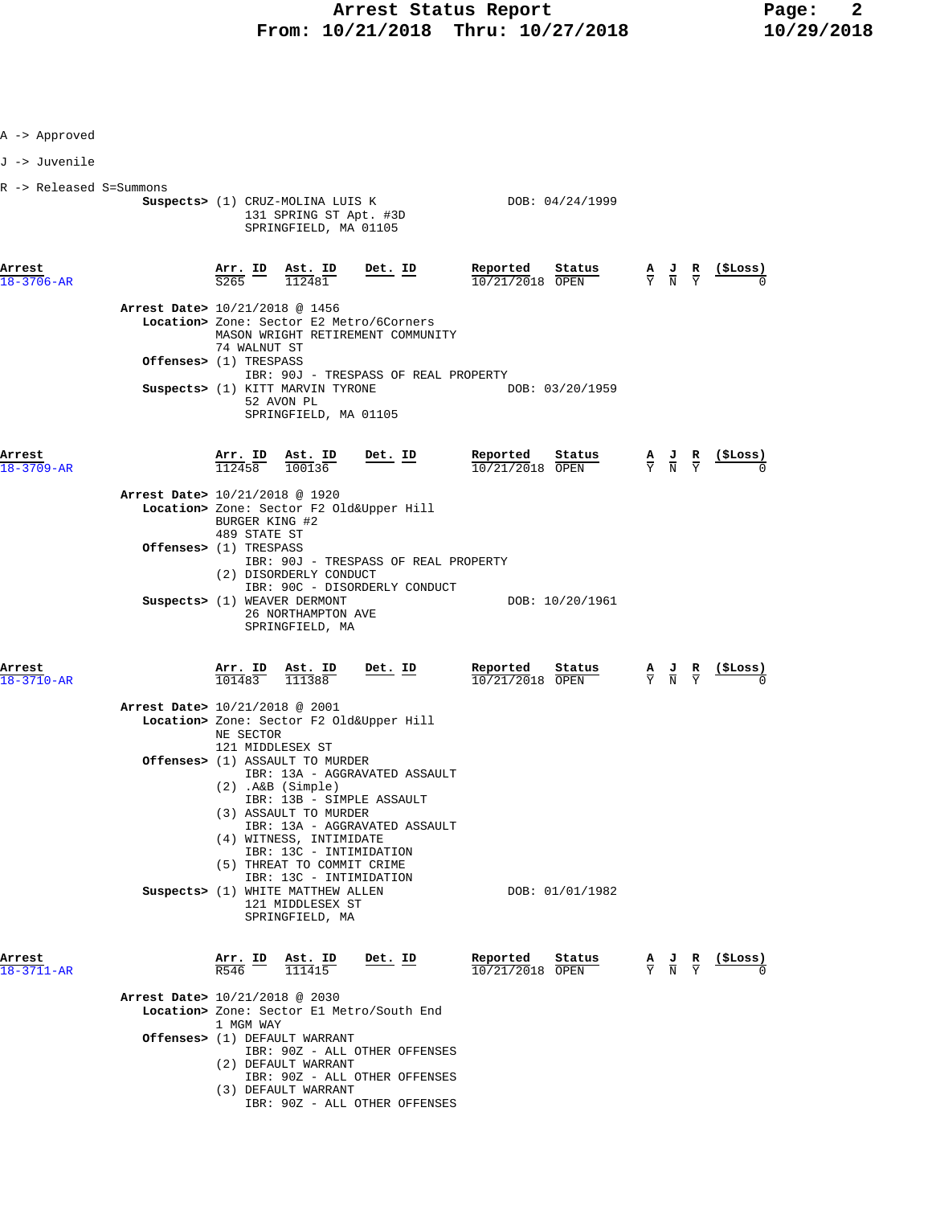A -> Approved

J -> Juvenile

R -> Released S=Summons

**Suspects>** (1) CRUZ-MOLINA LUIS K DOB: 04/24/1999
131 SPRING ST Apt. #3D
SPRINGFIELD, MA 01105

| Arrest | Arr. ID | Ast. ID | Det. ID | Reported | Status | A | J | R | ($Loss) |
|---|---|---|---|---|---|---|---|---|---|
| 18-3706-AR | S265 | 112481 | | 10/21/2018 | OPEN | Y | N | Y | 0 |

**Arrest Date>** 10/21/2018 @ 1456
**Location>** Zone: Sector E2 Metro/6Corners
MASON WRIGHT RETIREMENT COMMUNITY
74 WALNUT ST
**Offenses>** (1) TRESPASS
IBR: 90J - TRESPASS OF REAL PROPERTY
**Suspects>** (1) KITT MARVIN TYRONE DOB: 03/20/1959
52 AVON PL
SPRINGFIELD, MA 01105

| Arrest | Arr. ID | Ast. ID | Det. ID | Reported | Status | A | J | R | ($Loss) |
|---|---|---|---|---|---|---|---|---|---|
| 18-3709-AR | 112458 | 100136 | | 10/21/2018 | OPEN | Y | N | Y | 0 |

**Arrest Date>** 10/21/2018 @ 1920
**Location>** Zone: Sector F2 Old&Upper Hill
BURGER KING #2
489 STATE ST
**Offenses>** (1) TRESPASS
IBR: 90J - TRESPASS OF REAL PROPERTY
(2) DISORDERLY CONDUCT
IBR: 90C - DISORDERLY CONDUCT
**Suspects>** (1) WEAVER DERMONT DOB: 10/20/1961
26 NORTHAMPTON AVE
SPRINGFIELD, MA

| Arrest | Arr. ID | Ast. ID | Det. ID | Reported | Status | A | J | R | ($Loss) |
|---|---|---|---|---|---|---|---|---|---|
| 18-3710-AR | 101483 | 111388 | | 10/21/2018 | OPEN | Y | N | Y | 0 |

**Arrest Date>** 10/21/2018 @ 2001
**Location>** Zone: Sector F2 Old&Upper Hill
NE SECTOR
121 MIDDLESEX ST
**Offenses>** (1) ASSAULT TO MURDER
IBR: 13A - AGGRAVATED ASSAULT
(2) .A&B (Simple)
IBR: 13B - SIMPLE ASSAULT
(3) ASSAULT TO MURDER
IBR: 13A - AGGRAVATED ASSAULT
(4) WITNESS, INTIMIDATE
IBR: 13C - INTIMIDATION
(5) THREAT TO COMMIT CRIME
IBR: 13C - INTIMIDATION
**Suspects>** (1) WHITE MATTHEW ALLEN DOB: 01/01/1982
121 MIDDLESEX ST
SPRINGFIELD, MA

| Arrest | Arr. ID | Ast. ID | Det. ID | Reported | Status | A | J | R | ($Loss) |
|---|---|---|---|---|---|---|---|---|---|
| 18-3711-AR | R546 | 111415 | | 10/21/2018 | OPEN | Y | N | Y | 0 |

**Arrest Date>** 10/21/2018 @ 2030
**Location>** Zone: Sector E1 Metro/South End
1 MGM WAY
**Offenses>** (1) DEFAULT WARRANT
IBR: 90Z - ALL OTHER OFFENSES
(2) DEFAULT WARRANT
IBR: 90Z - ALL OTHER OFFENSES
(3) DEFAULT WARRANT
IBR: 90Z - ALL OTHER OFFENSES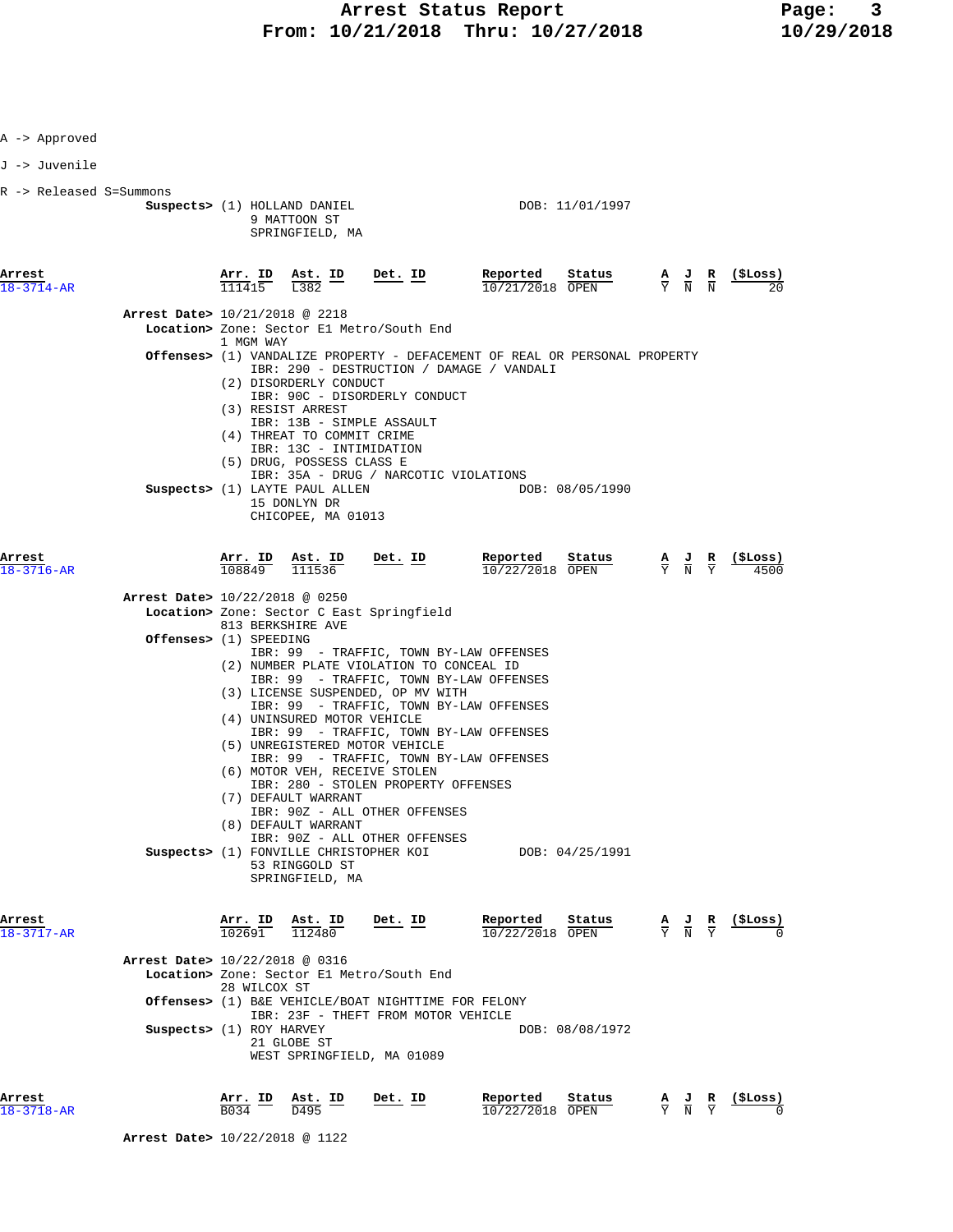A -> Approved

J -> Juvenile

R -> Released S=Summons

**Suspects>** (1) HOLLAND DANIEL DOB: 11/01/1997
9 MATTOON ST
SPRINGFIELD, MA

| Arrest | Arr. ID | Ast. ID | Det. ID | Reported | Status | A | J | R | ($Loss) |
|---|---|---|---|---|---|---|---|---|---|
| 18-3714-AR | 111415 | L382 | | 10/21/2018 | OPEN | Y | N | N | 20 |

**Arrest Date>** 10/21/2018 @ 2218
**Location>** Zone: Sector E1 Metro/South End
1 MGM WAY
**Offenses>** (1) VANDALIZE PROPERTY - DEFACEMENT OF REAL OR PERSONAL PROPERTY
IBR: 290 - DESTRUCTION / DAMAGE / VANDALI
(2) DISORDERLY CONDUCT
IBR: 90C - DISORDERLY CONDUCT
(3) RESIST ARREST
IBR: 13B - SIMPLE ASSAULT
(4) THREAT TO COMMIT CRIME
IBR: 13C - INTIMIDATION
(5) DRUG, POSSESS CLASS E
IBR: 35A - DRUG / NARCOTIC VIOLATIONS
**Suspects>** (1) LAYTE PAUL ALLEN DOB: 08/05/1990
15 DONLYN DR
CHICOPEE, MA 01013

| Arrest | Arr. ID | Ast. ID | Det. ID | Reported | Status | A | J | R | ($Loss) |
|---|---|---|---|---|---|---|---|---|---|
| 18-3716-AR | 108849 | 111536 | | 10/22/2018 | OPEN | Y | N | Y | 4500 |

**Arrest Date>** 10/22/2018 @ 0250
**Location>** Zone: Sector C East Springfield
813 BERKSHIRE AVE
**Offenses>** (1) SPEEDING
IBR: 99 - TRAFFIC, TOWN BY-LAW OFFENSES
(2) NUMBER PLATE VIOLATION TO CONCEAL ID
IBR: 99 - TRAFFIC, TOWN BY-LAW OFFENSES
(3) LICENSE SUSPENDED, OP MV WITH
IBR: 99 - TRAFFIC, TOWN BY-LAW OFFENSES
(4) UNINSURED MOTOR VEHICLE
IBR: 99 - TRAFFIC, TOWN BY-LAW OFFENSES
(5) UNREGISTERED MOTOR VEHICLE
IBR: 99 - TRAFFIC, TOWN BY-LAW OFFENSES
(6) MOTOR VEH, RECEIVE STOLEN
IBR: 280 - STOLEN PROPERTY OFFENSES
(7) DEFAULT WARRANT
IBR: 90Z - ALL OTHER OFFENSES
(8) DEFAULT WARRANT
IBR: 90Z - ALL OTHER OFFENSES
**Suspects>** (1) FONVILLE CHRISTOPHER KOI DOB: 04/25/1991
53 RINGGOLD ST
SPRINGFIELD, MA

| Arrest | Arr. ID | Ast. ID | Det. ID | Reported | Status | A | J | R | ($Loss) |
|---|---|---|---|---|---|---|---|---|---|
| 18-3717-AR | 102691 | 112480 | | 10/22/2018 | OPEN | Y | N | Y | 0 |

**Arrest Date>** 10/22/2018 @ 0316
**Location>** Zone: Sector E1 Metro/South End
28 WILCOX ST
**Offenses>** (1) B&E VEHICLE/BOAT NIGHTTIME FOR FELONY
IBR: 23F - THEFT FROM MOTOR VEHICLE
**Suspects>** (1) ROY HARVEY DOB: 08/08/1972
21 GLOBE ST
WEST SPRINGFIELD, MA 01089

| Arrest | Arr. ID | Ast. ID | Det. ID | Reported | Status | A | J | R | ($Loss) |
|---|---|---|---|---|---|---|---|---|---|
| 18-3718-AR | B034 | D495 | | 10/22/2018 | OPEN | Y | N | Y | 0 |

**Arrest Date>** 10/22/2018 @ 1122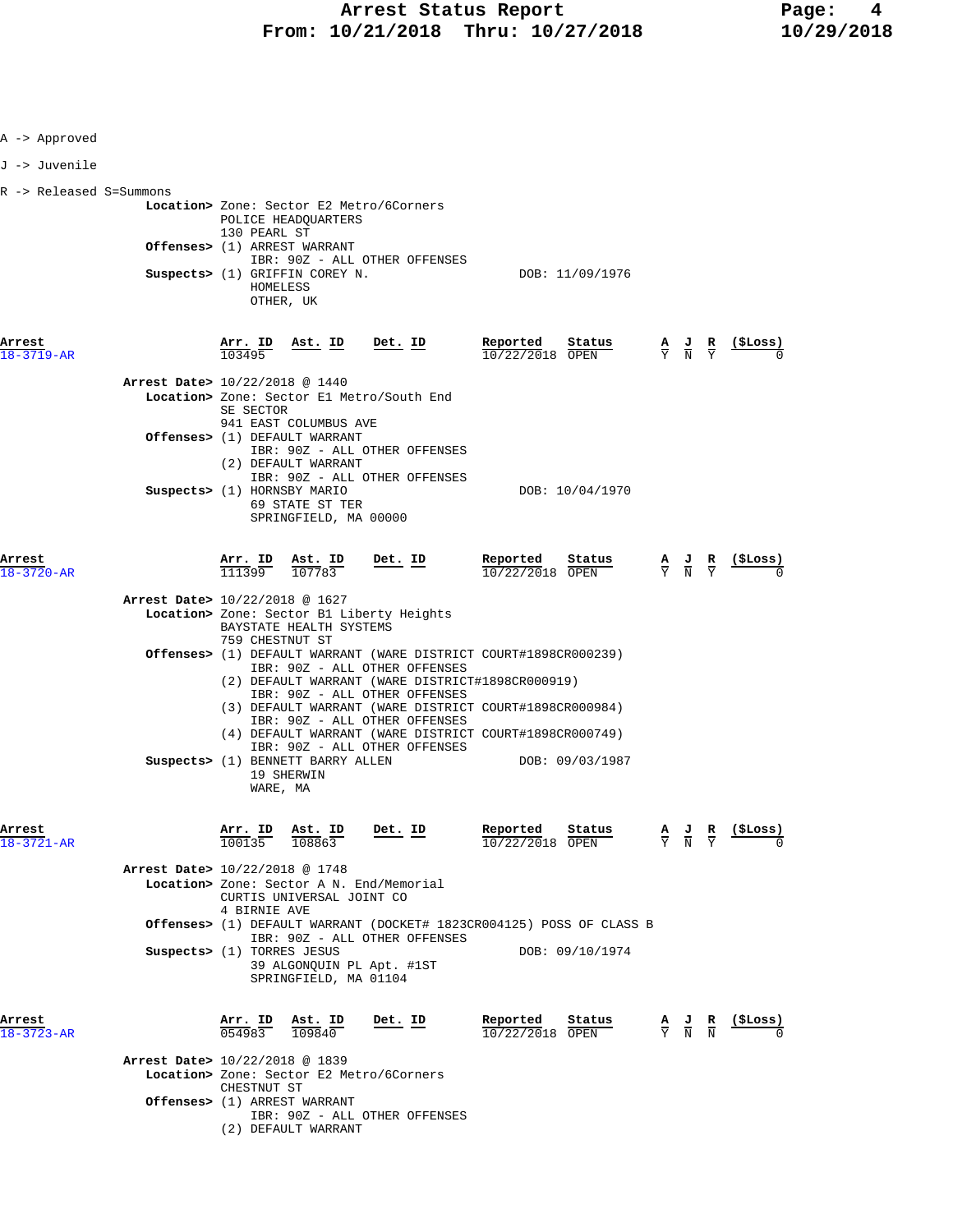A -> Approved

J -> Juvenile

R -> Released S=Summons

**Location>** Zone: Sector E2 Metro/6Corners
POLICE HEADQUARTERS
130 PEARL ST

**Offenses>** (1) ARREST WARRANT
IBR: 90Z - ALL OTHER OFFENSES

**Suspects>** (1) GRIFFIN COREY N. — DOB: 11/09/1976
HOMELESS
OTHER, UK

| Arrest | Arr. ID | Ast. ID | Det. ID | Reported | Status | A | J | R | ($Loss) |
|---|---|---|---|---|---|---|---|---|---|
| 18-3719-AR | 103495 | | | 10/22/2018 | OPEN | Y | N | Y | 0 |

**Arrest Date>** 10/22/2018 @ 1440

**Location>** Zone: Sector E1 Metro/South End
SE SECTOR
941 EAST COLUMBUS AVE

**Offenses>** (1) DEFAULT WARRANT
IBR: 90Z - ALL OTHER OFFENSES
(2) DEFAULT WARRANT
IBR: 90Z - ALL OTHER OFFENSES

**Suspects>** (1) HORNSBY MARIO — DOB: 10/04/1970
69 STATE ST TER
SPRINGFIELD, MA 00000

| Arrest | Arr. ID | Ast. ID | Det. ID | Reported | Status | A | J | R | ($Loss) |
|---|---|---|---|---|---|---|---|---|---|
| 18-3720-AR | 111399 | 107783 | | 10/22/2018 | OPEN | Y | N | Y | 0 |

**Arrest Date>** 10/22/2018 @ 1627

**Location>** Zone: Sector B1 Liberty Heights
BAYSTATE HEALTH SYSTEMS
759 CHESTNUT ST

**Offenses>** (1) DEFAULT WARRANT (WARE DISTRICT COURT#1898CR000239)
IBR: 90Z - ALL OTHER OFFENSES
(2) DEFAULT WARRANT (WARE DISTRICT#1898CR000919)
IBR: 90Z - ALL OTHER OFFENSES
(3) DEFAULT WARRANT (WARE DISTRICT COURT#1898CR000984)
IBR: 90Z - ALL OTHER OFFENSES
(4) DEFAULT WARRANT (WARE DISTRICT COURT#1898CR000749)
IBR: 90Z - ALL OTHER OFFENSES

**Suspects>** (1) BENNETT BARRY ALLEN — DOB: 09/03/1987
19 SHERWIN
WARE, MA

| Arrest | Arr. ID | Ast. ID | Det. ID | Reported | Status | A | J | R | ($Loss) |
|---|---|---|---|---|---|---|---|---|---|
| 18-3721-AR | 100135 | 108863 | | 10/22/2018 | OPEN | Y | N | Y | 0 |

**Arrest Date>** 10/22/2018 @ 1748

**Location>** Zone: Sector A N. End/Memorial
CURTIS UNIVERSAL JOINT CO
4 BIRNIE AVE

**Offenses>** (1) DEFAULT WARRANT (DOCKET# 1823CR004125) POSS OF CLASS B
IBR: 90Z - ALL OTHER OFFENSES

**Suspects>** (1) TORRES JESUS — DOB: 09/10/1974
39 ALGONQUIN PL Apt. #1ST
SPRINGFIELD, MA 01104

| Arrest | Arr. ID | Ast. ID | Det. ID | Reported | Status | A | J | R | ($Loss) |
|---|---|---|---|---|---|---|---|---|---|
| 18-3723-AR | 054983 | 109840 | | 10/22/2018 | OPEN | Y | N | N | 0 |

**Arrest Date>** 10/22/2018 @ 1839

**Location>** Zone: Sector E2 Metro/6Corners
CHESTNUT ST

**Offenses>** (1) ARREST WARRANT
IBR: 90Z - ALL OTHER OFFENSES
(2) DEFAULT WARRANT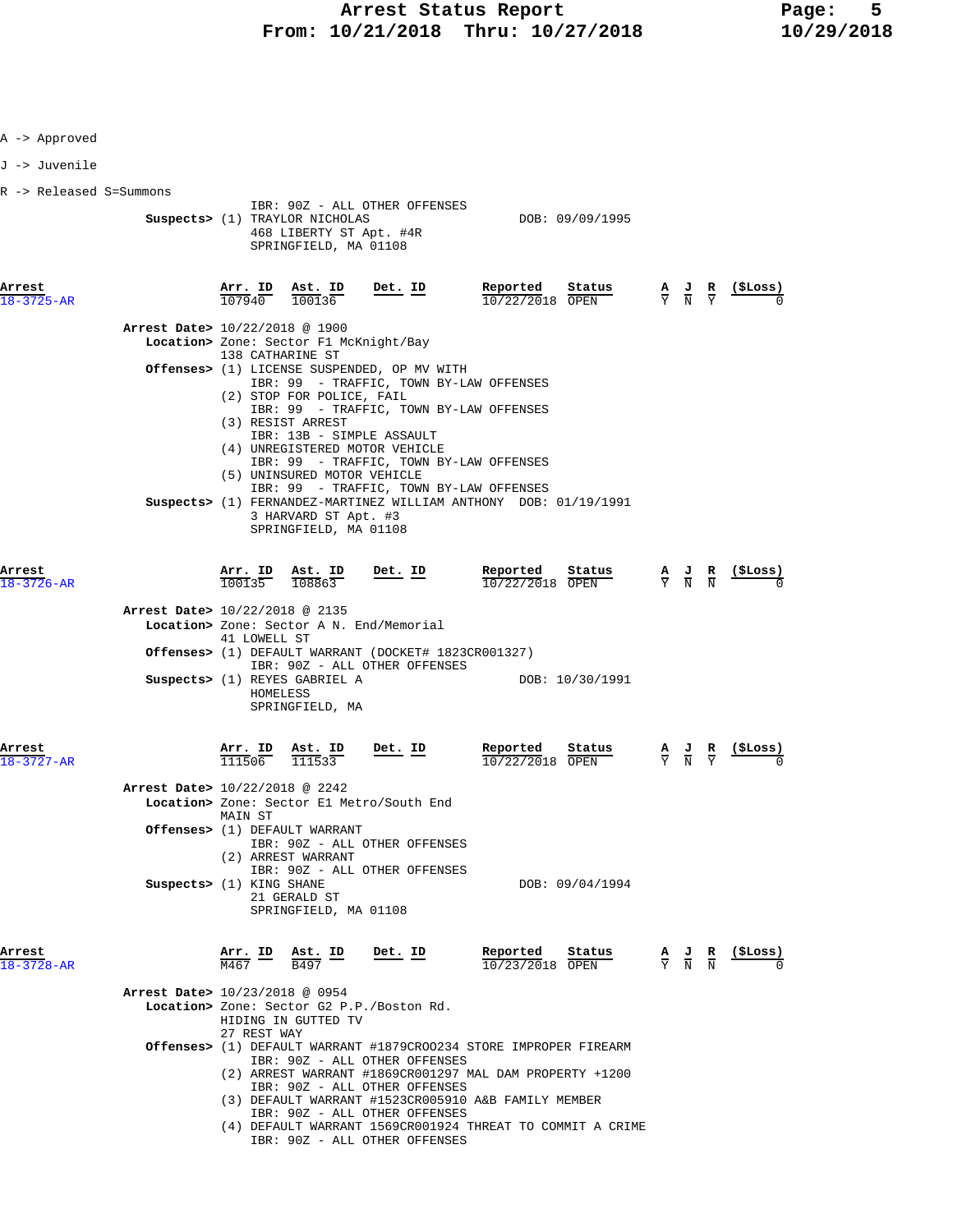A -> Approved

J -> Juvenile

R -> Released S=Summons

IBR: 90Z - ALL OTHER OFFENSES
**Suspects>** (1) TRAYLOR NICHOLAS DOB: 09/09/1995
468 LIBERTY ST Apt. #4R
SPRINGFIELD, MA 01108

| Arrest | Arr. ID | Ast. ID | Det. ID | Reported | Status | A | J | R | ($Loss) |
|---|---|---|---|---|---|---|---|---|---|
| 18-3725-AR | 107940 | 100136 | | 10/22/2018 | OPEN | Y | N | Y | 0 |

**Arrest Date>** 10/22/2018 @ 1900
**Location>** Zone: Sector F1 McKnight/Bay
138 CATHARINE ST
**Offenses>** (1) LICENSE SUSPENDED, OP MV WITH
IBR: 99 - TRAFFIC, TOWN BY-LAW OFFENSES
(2) STOP FOR POLICE, FAIL
IBR: 99 - TRAFFIC, TOWN BY-LAW OFFENSES
(3) RESIST ARREST
IBR: 13B - SIMPLE ASSAULT
(4) UNREGISTERED MOTOR VEHICLE
IBR: 99 - TRAFFIC, TOWN BY-LAW OFFENSES
(5) UNINSURED MOTOR VEHICLE
IBR: 99 - TRAFFIC, TOWN BY-LAW OFFENSES
**Suspects>** (1) FERNANDEZ-MARTINEZ WILLIAM ANTHONY DOB: 01/19/1991
3 HARVARD ST Apt. #3
SPRINGFIELD, MA 01108

| Arrest | Arr. ID | Ast. ID | Det. ID | Reported | Status | A | J | R | ($Loss) |
|---|---|---|---|---|---|---|---|---|---|
| 18-3726-AR | 100135 | 108863 | | 10/22/2018 | OPEN | Y | N | N | 0 |

**Arrest Date>** 10/22/2018 @ 2135
**Location>** Zone: Sector A N. End/Memorial
41 LOWELL ST
**Offenses>** (1) DEFAULT WARRANT (DOCKET# 1823CR001327)
IBR: 90Z - ALL OTHER OFFENSES
**Suspects>** (1) REYES GABRIEL A DOB: 10/30/1991
HOMELESS
SPRINGFIELD, MA

| Arrest | Arr. ID | Ast. ID | Det. ID | Reported | Status | A | J | R | ($Loss) |
|---|---|---|---|---|---|---|---|---|---|
| 18-3727-AR | 111506 | 111533 | | 10/22/2018 | OPEN | Y | N | Y | 0 |

**Arrest Date>** 10/22/2018 @ 2242
**Location>** Zone: Sector E1 Metro/South End
MAIN ST
**Offenses>** (1) DEFAULT WARRANT
IBR: 90Z - ALL OTHER OFFENSES
(2) ARREST WARRANT
IBR: 90Z - ALL OTHER OFFENSES
**Suspects>** (1) KING SHANE DOB: 09/04/1994
21 GERALD ST
SPRINGFIELD, MA 01108

| Arrest | Arr. ID | Ast. ID | Det. ID | Reported | Status | A | J | R | ($Loss) |
|---|---|---|---|---|---|---|---|---|---|
| 18-3728-AR | M467 | B497 | | 10/23/2018 | OPEN | Y | N | N | 0 |

**Arrest Date>** 10/23/2018 @ 0954
**Location>** Zone: Sector G2 P.P./Boston Rd.
HIDING IN GUTTED TV
27 REST WAY
**Offenses>** (1) DEFAULT WARRANT #1879CROO234 STORE IMPROPER FIREARM
IBR: 90Z - ALL OTHER OFFENSES
(2) ARREST WARRANT #1869CR001297 MAL DAM PROPERTY +1200
IBR: 90Z - ALL OTHER OFFENSES
(3) DEFAULT WARRANT #1523CR005910 A&B FAMILY MEMBER
IBR: 90Z - ALL OTHER OFFENSES
(4) DEFAULT WARRANT 1569CR001924 THREAT TO COMMIT A CRIME
IBR: 90Z - ALL OTHER OFFENSES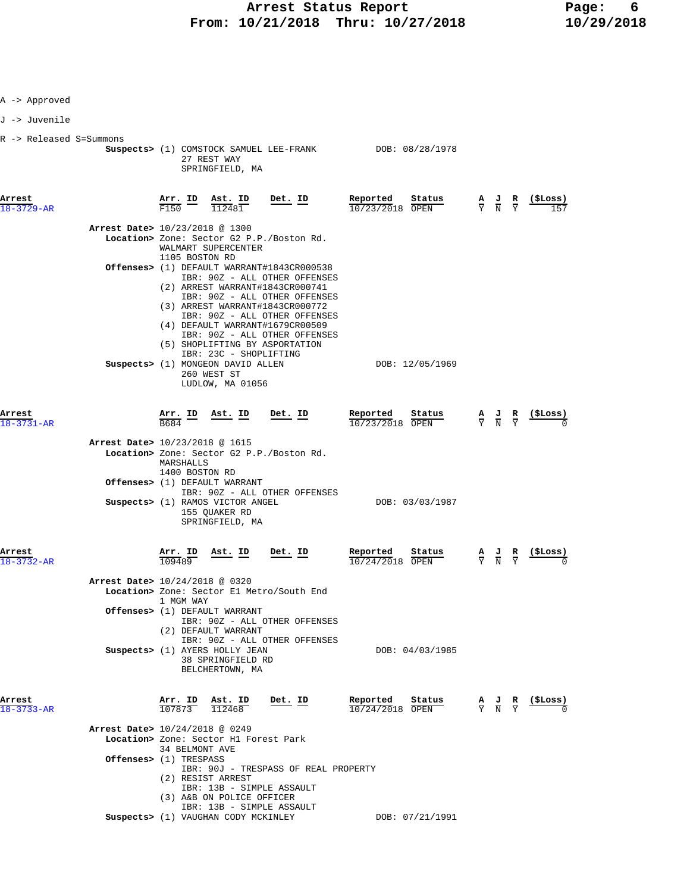A -> Approved

J -> Juvenile

R -> Released S=Summons

**Suspects>** (1) COMSTOCK SAMUEL LEE-FRANK DOB: 08/28/1978
27 REST WAY
SPRINGFIELD, MA

| Arrest | Arr. ID | Ast. ID | Det. ID | Reported | Status | A | J | R | ($Loss) |
|---|---|---|---|---|---|---|---|---|---|
| 18-3729-AR | F150 | 112481 | | 10/23/2018 | OPEN | Y | N | Y | 157 |

**Arrest Date>** 10/23/2018 @ 1300
**Location>** Zone: Sector G2 P.P./Boston Rd.
WALMART SUPERCENTER
1105 BOSTON RD
**Offenses>** (1) DEFAULT WARRANT#1843CR000538
IBR: 90Z - ALL OTHER OFFENSES
(2) ARREST WARRANT#1843CR000741
IBR: 90Z - ALL OTHER OFFENSES
(3) ARREST WARRANT#1843CR000772
IBR: 90Z - ALL OTHER OFFENSES
(4) DEFAULT WARRANT#1679CR00509
IBR: 90Z - ALL OTHER OFFENSES
(5) SHOPLIFTING BY ASPORTATION
IBR: 23C - SHOPLIFTING
**Suspects>** (1) MONGEON DAVID ALLEN DOB: 12/05/1969
260 WEST ST
LUDLOW, MA 01056

| Arrest | Arr. ID | Ast. ID | Det. ID | Reported | Status | A | J | R | ($Loss) |
|---|---|---|---|---|---|---|---|---|---|
| 18-3731-AR | B684 | | | 10/23/2018 | OPEN | Y | N | Y | 0 |

**Arrest Date>** 10/23/2018 @ 1615
**Location>** Zone: Sector G2 P.P./Boston Rd.
MARSHALLS
1400 BOSTON RD
**Offenses>** (1) DEFAULT WARRANT
IBR: 90Z - ALL OTHER OFFENSES
**Suspects>** (1) RAMOS VICTOR ANGEL DOB: 03/03/1987
155 QUAKER RD
SPRINGFIELD, MA

| Arrest | Arr. ID | Ast. ID | Det. ID | Reported | Status | A | J | R | ($Loss) |
|---|---|---|---|---|---|---|---|---|---|
| 18-3732-AR | 109489 | | | 10/24/2018 | OPEN | Y | N | Y | 0 |

**Arrest Date>** 10/24/2018 @ 0320
**Location>** Zone: Sector E1 Metro/South End
1 MGM WAY
**Offenses>** (1) DEFAULT WARRANT
IBR: 90Z - ALL OTHER OFFENSES
(2) DEFAULT WARRANT
IBR: 90Z - ALL OTHER OFFENSES
**Suspects>** (1) AYERS HOLLY JEAN DOB: 04/03/1985
38 SPRINGFIELD RD
BELCHERTOWN, MA

| Arrest | Arr. ID | Ast. ID | Det. ID | Reported | Status | A | J | R | ($Loss) |
|---|---|---|---|---|---|---|---|---|---|
| 18-3733-AR | 107873 | 112468 | | 10/24/2018 | OPEN | Y | N | Y | 0 |

**Arrest Date>** 10/24/2018 @ 0249
**Location>** Zone: Sector H1 Forest Park
34 BELMONT AVE
**Offenses>** (1) TRESPASS
IBR: 90J - TRESPASS OF REAL PROPERTY
(2) RESIST ARREST
IBR: 13B - SIMPLE ASSAULT
(3) A&B ON POLICE OFFICER
IBR: 13B - SIMPLE ASSAULT
**Suspects>** (1) VAUGHAN CODY MCKINLEY DOB: 07/21/1991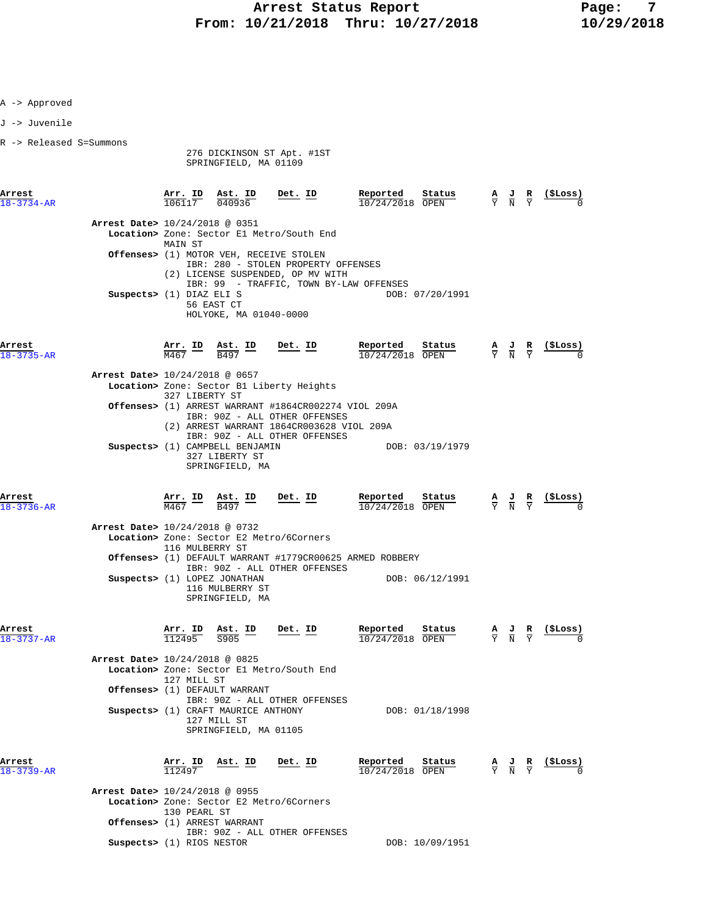A -> Approved

J -> Juvenile

R -> Released S=Summons

276 DICKINSON ST Apt. #1ST
SPRINGFIELD, MA 01109

| Arrest | Arr. ID | Ast. ID | Det. ID | Reported | Status | A | J | R | ($Loss) |
|---|---|---|---|---|---|---|---|---|---|
| 18-3734-AR | 106117 | 040936 | | 10/24/2018 | OPEN | Y | N | Y | 0 |

**Arrest Date>** 10/24/2018 @ 0351
**Location>** Zone: Sector E1 Metro/South End
MAIN ST
**Offenses>** (1) MOTOR VEH, RECEIVE STOLEN
IBR: 280 - STOLEN PROPERTY OFFENSES
(2) LICENSE SUSPENDED, OP MV WITH
IBR: 99 - TRAFFIC, TOWN BY-LAW OFFENSES
**Suspects>** (1) DIAZ ELI S DOB: 07/20/1991
56 EAST CT
HOLYOKE, MA 01040-0000

| Arrest | Arr. ID | Ast. ID | Det. ID | Reported | Status | A | J | R | ($Loss) |
|---|---|---|---|---|---|---|---|---|---|
| 18-3735-AR | M467 | B497 | | 10/24/2018 | OPEN | Y | N | Y | 0 |

**Arrest Date>** 10/24/2018 @ 0657
**Location>** Zone: Sector B1 Liberty Heights
327 LIBERTY ST
**Offenses>** (1) ARREST WARRANT #1864CR002274 VIOL 209A
IBR: 90Z - ALL OTHER OFFENSES
(2) ARREST WARRANT 1864CR003628 VIOL 209A
IBR: 90Z - ALL OTHER OFFENSES
**Suspects>** (1) CAMPBELL BENJAMIN DOB: 03/19/1979
327 LIBERTY ST
SPRINGFIELD, MA

| Arrest | Arr. ID | Ast. ID | Det. ID | Reported | Status | A | J | R | ($Loss) |
|---|---|---|---|---|---|---|---|---|---|
| 18-3736-AR | M467 | B497 | | 10/24/2018 | OPEN | Y | N | Y | 0 |

**Arrest Date>** 10/24/2018 @ 0732
**Location>** Zone: Sector E2 Metro/6Corners
116 MULBERRY ST
**Offenses>** (1) DEFAULT WARRANT #1779CR00625 ARMED ROBBERY
IBR: 90Z - ALL OTHER OFFENSES
**Suspects>** (1) LOPEZ JONATHAN DOB: 06/12/1991
116 MULBERRY ST
SPRINGFIELD, MA

| Arrest | Arr. ID | Ast. ID | Det. ID | Reported | Status | A | J | R | ($Loss) |
|---|---|---|---|---|---|---|---|---|---|
| 18-3737-AR | 112495 | S905 | | 10/24/2018 | OPEN | Y | N | Y | 0 |

**Arrest Date>** 10/24/2018 @ 0825
**Location>** Zone: Sector E1 Metro/South End
127 MILL ST
**Offenses>** (1) DEFAULT WARRANT
IBR: 90Z - ALL OTHER OFFENSES
**Suspects>** (1) CRAFT MAURICE ANTHONY DOB: 01/18/1998
127 MILL ST
SPRINGFIELD, MA 01105

| Arrest | Arr. ID | Ast. ID | Det. ID | Reported | Status | A | J | R | ($Loss) |
|---|---|---|---|---|---|---|---|---|---|
| 18-3739-AR | 112497 | | | 10/24/2018 | OPEN | Y | N | Y | 0 |

**Arrest Date>** 10/24/2018 @ 0955
**Location>** Zone: Sector E2 Metro/6Corners
130 PEARL ST
**Offenses>** (1) ARREST WARRANT
IBR: 90Z - ALL OTHER OFFENSES
**Suspects>** (1) RIOS NESTOR DOB: 10/09/1951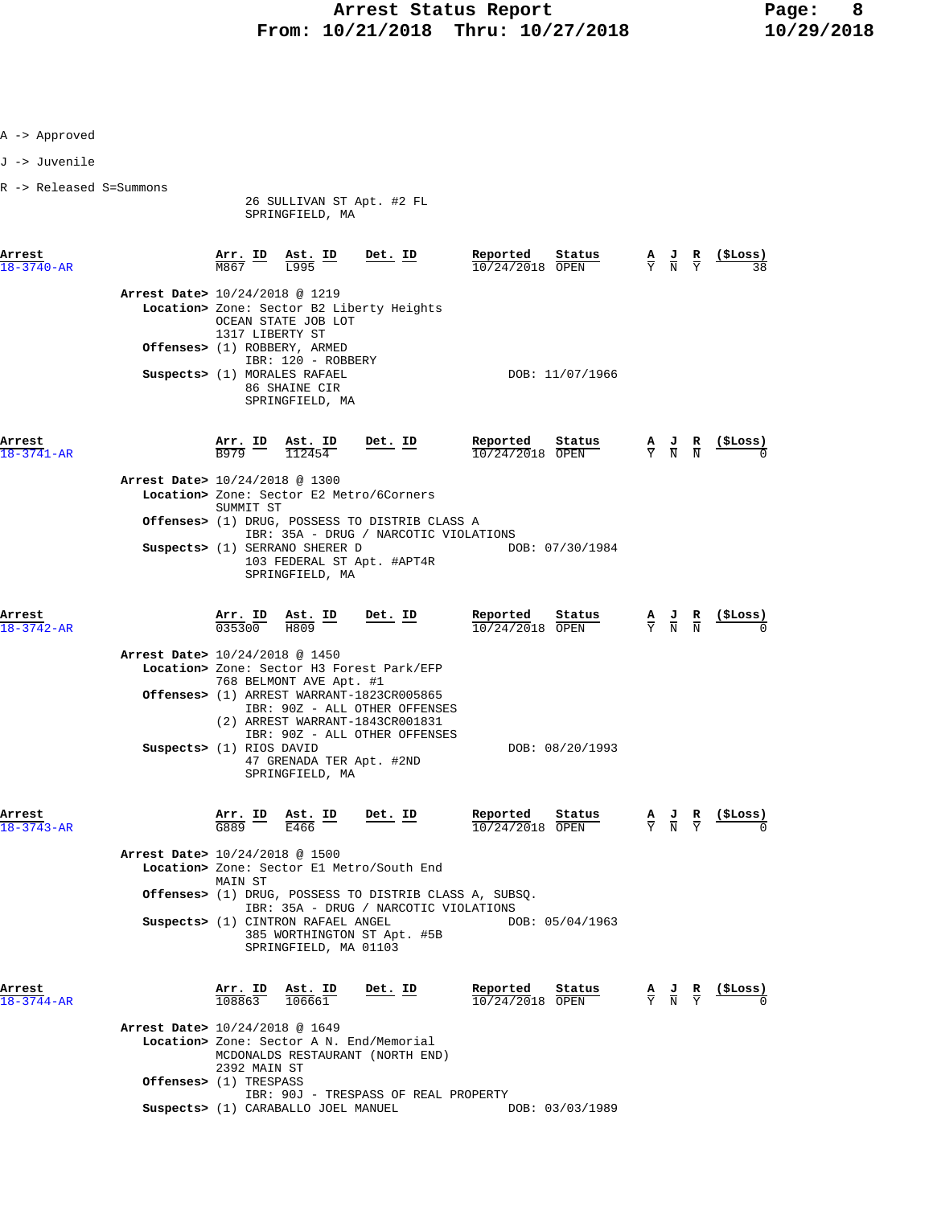A -> Approved

J -> Juvenile

R -> Released S=Summons

26 SULLIVAN ST Apt. #2 FL
SPRINGFIELD, MA

| Arrest | Arr. ID | Ast. ID | Det. ID | Reported | Status | A | J | R | ($Loss) |
|---|---|---|---|---|---|---|---|---|---|
| 18-3740-AR | M867 | L995 | | 10/24/2018 | OPEN | Y | N | Y | 38 |

**Arrest Date>** 10/24/2018 @ 1219
**Location>** Zone: Sector B2 Liberty Heights
OCEAN STATE JOB LOT
1317 LIBERTY ST
**Offenses>** (1) ROBBERY, ARMED
IBR: 120 - ROBBERY
**Suspects>** (1) MORALES RAFAEL DOB: 11/07/1966
86 SHAINE CIR
SPRINGFIELD, MA

| Arrest | Arr. ID | Ast. ID | Det. ID | Reported | Status | A | J | R | ($Loss) |
|---|---|---|---|---|---|---|---|---|---|
| 18-3741-AR | B979 | 112454 | | 10/24/2018 | OPEN | Y | N | N | 0 |

**Arrest Date>** 10/24/2018 @ 1300
**Location>** Zone: Sector E2 Metro/6Corners
SUMMIT ST
**Offenses>** (1) DRUG, POSSESS TO DISTRIB CLASS A
IBR: 35A - DRUG / NARCOTIC VIOLATIONS
**Suspects>** (1) SERRANO SHERER D DOB: 07/30/1984
103 FEDERAL ST Apt. #APT4R
SPRINGFIELD, MA

| Arrest | Arr. ID | Ast. ID | Det. ID | Reported | Status | A | J | R | ($Loss) |
|---|---|---|---|---|---|---|---|---|---|
| 18-3742-AR | 035300 | H809 | | 10/24/2018 | OPEN | Y | N | N | 0 |

**Arrest Date>** 10/24/2018 @ 1450
**Location>** Zone: Sector H3 Forest Park/EFP
768 BELMONT AVE Apt. #1
**Offenses>** (1) ARREST WARRANT-1823CR005865
IBR: 90Z - ALL OTHER OFFENSES
(2) ARREST WARRANT-1843CR001831
IBR: 90Z - ALL OTHER OFFENSES
**Suspects>** (1) RIOS DAVID DOB: 08/20/1993
47 GRENADA TER Apt. #2ND
SPRINGFIELD, MA

| Arrest | Arr. ID | Ast. ID | Det. ID | Reported | Status | A | J | R | ($Loss) |
|---|---|---|---|---|---|---|---|---|---|
| 18-3743-AR | G889 | E466 | | 10/24/2018 | OPEN | Y | N | Y | 0 |

**Arrest Date>** 10/24/2018 @ 1500
**Location>** Zone: Sector E1 Metro/South End
MAIN ST
**Offenses>** (1) DRUG, POSSESS TO DISTRIB CLASS A, SUBSQ.
IBR: 35A - DRUG / NARCOTIC VIOLATIONS
**Suspects>** (1) CINTRON RAFAEL ANGEL DOB: 05/04/1963
385 WORTHINGTON ST Apt. #5B
SPRINGFIELD, MA 01103

| Arrest | Arr. ID | Ast. ID | Det. ID | Reported | Status | A | J | R | ($Loss) |
|---|---|---|---|---|---|---|---|---|---|
| 18-3744-AR | 108863 | 106661 | | 10/24/2018 | OPEN | Y | N | Y | 0 |

**Arrest Date>** 10/24/2018 @ 1649
**Location>** Zone: Sector A N. End/Memorial
MCDONALDS RESTAURANT (NORTH END)
2392 MAIN ST
**Offenses>** (1) TRESPASS
IBR: 90J - TRESPASS OF REAL PROPERTY
**Suspects>** (1) CARABALLO JOEL MANUEL DOB: 03/03/1989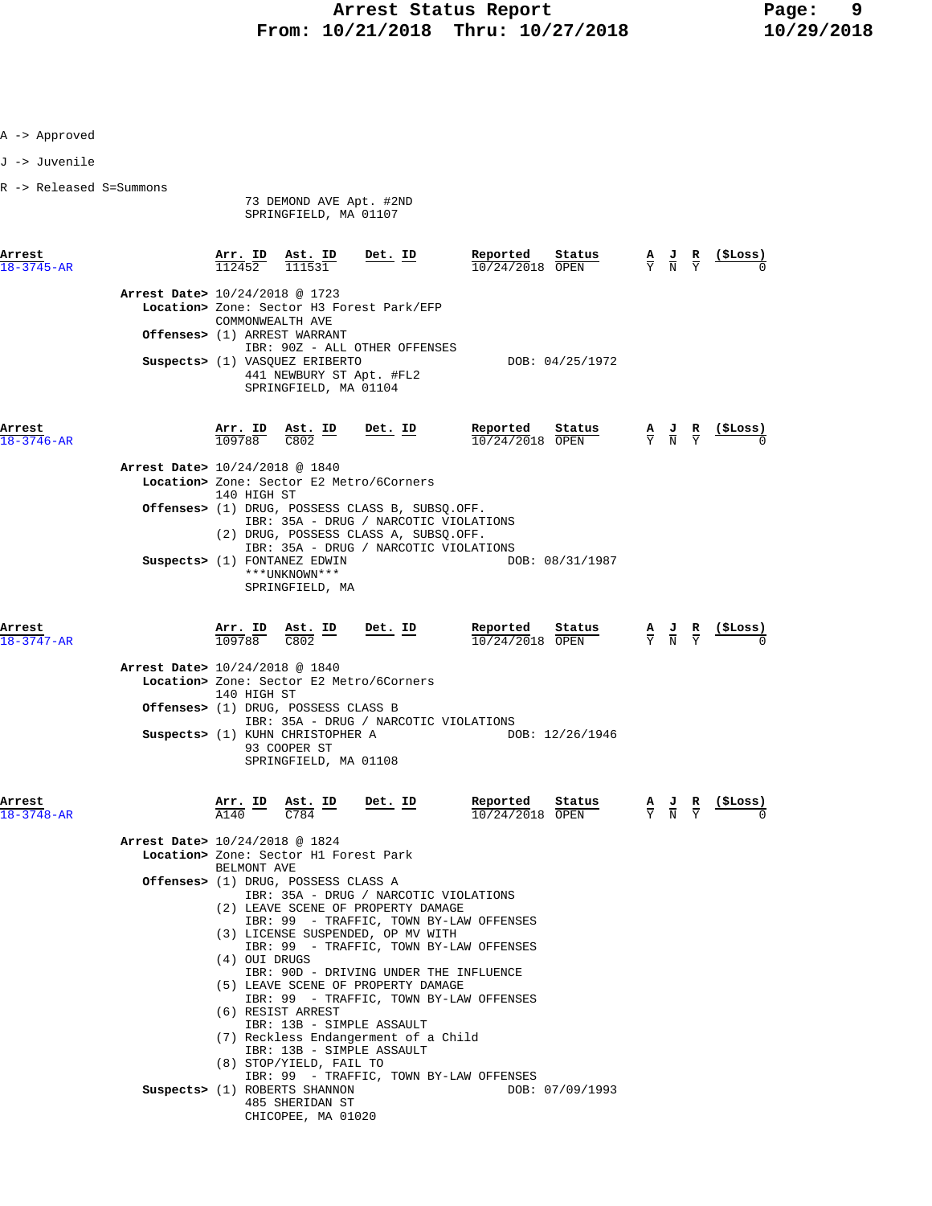A -> Approved

J -> Juvenile

R -> Released S=Summons

73 DEMOND AVE Apt. #2ND
SPRINGFIELD, MA 01107

| Arrest | Arr. ID | Ast. ID | Det. ID | Reported | Status | A | J | R | ($Loss) |
|---|---|---|---|---|---|---|---|---|---|
| 18-3745-AR | 112452 | 111531 | | 10/24/2018 | OPEN | Y | N | Y | 0 |

**Arrest Date>** 10/24/2018 @ 1723
**Location>** Zone: Sector H3 Forest Park/EFP
COMMONWEALTH AVE
**Offenses>** (1) ARREST WARRANT
IBR: 90Z - ALL OTHER OFFENSES
**Suspects>** (1) VASQUEZ ERIBERTO DOB: 04/25/1972
441 NEWBURY ST Apt. #FL2
SPRINGFIELD, MA 01104

| Arrest | Arr. ID | Ast. ID | Det. ID | Reported | Status | A | J | R | ($Loss) |
|---|---|---|---|---|---|---|---|---|---|
| 18-3746-AR | 109788 | C802 | | 10/24/2018 | OPEN | Y | N | Y | 0 |

**Arrest Date>** 10/24/2018 @ 1840
**Location>** Zone: Sector E2 Metro/6Corners
140 HIGH ST
**Offenses>** (1) DRUG, POSSESS CLASS B, SUBSQ.OFF.
IBR: 35A - DRUG / NARCOTIC VIOLATIONS
(2) DRUG, POSSESS CLASS A, SUBSQ.OFF.
IBR: 35A - DRUG / NARCOTIC VIOLATIONS
**Suspects>** (1) FONTANEZ EDWIN DOB: 08/31/1987
***UNKNOWN***
SPRINGFIELD, MA

| Arrest | Arr. ID | Ast. ID | Det. ID | Reported | Status | A | J | R | ($Loss) |
|---|---|---|---|---|---|---|---|---|---|
| 18-3747-AR | 109788 | C802 | | 10/24/2018 | OPEN | Y | N | Y | 0 |

**Arrest Date>** 10/24/2018 @ 1840
**Location>** Zone: Sector E2 Metro/6Corners
140 HIGH ST
**Offenses>** (1) DRUG, POSSESS CLASS B
IBR: 35A - DRUG / NARCOTIC VIOLATIONS
**Suspects>** (1) KUHN CHRISTOPHER A DOB: 12/26/1946
93 COOPER ST
SPRINGFIELD, MA 01108

| Arrest | Arr. ID | Ast. ID | Det. ID | Reported | Status | A | J | R | ($Loss) |
|---|---|---|---|---|---|---|---|---|---|
| 18-3748-AR | A140 | C784 | | 10/24/2018 | OPEN | Y | N | Y | 0 |

**Arrest Date>** 10/24/2018 @ 1824
**Location>** Zone: Sector H1 Forest Park
BELMONT AVE
**Offenses>** (1) DRUG, POSSESS CLASS A
IBR: 35A - DRUG / NARCOTIC VIOLATIONS
(2) LEAVE SCENE OF PROPERTY DAMAGE
IBR: 99 - TRAFFIC, TOWN BY-LAW OFFENSES
(3) LICENSE SUSPENDED, OP MV WITH
IBR: 99 - TRAFFIC, TOWN BY-LAW OFFENSES
(4) OUI DRUGS
IBR: 90D - DRIVING UNDER THE INFLUENCE
(5) LEAVE SCENE OF PROPERTY DAMAGE
IBR: 99 - TRAFFIC, TOWN BY-LAW OFFENSES
(6) RESIST ARREST
IBR: 13B - SIMPLE ASSAULT
(7) Reckless Endangerment of a Child
IBR: 13B - SIMPLE ASSAULT
(8) STOP/YIELD, FAIL TO
IBR: 99 - TRAFFIC, TOWN BY-LAW OFFENSES
**Suspects>** (1) ROBERTS SHANNON DOB: 07/09/1993
485 SHERIDAN ST
CHICOPEE, MA 01020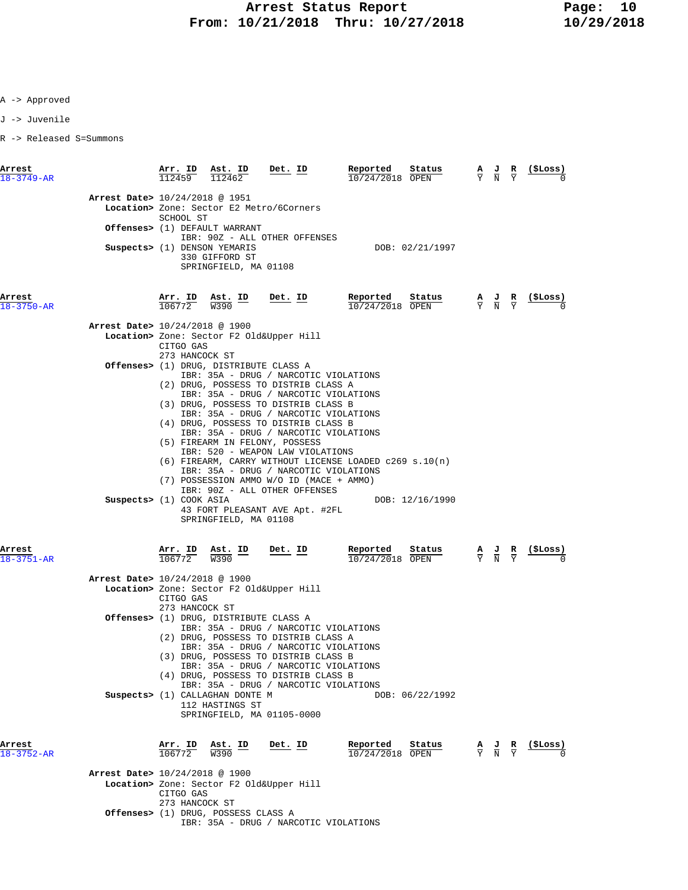A -> Approved

J -> Juvenile

R -> Released S=Summons

| Arrest | Arr. ID | Ast. ID | Det. ID | Reported | Status | A | J | R | ($Loss) |
|---|---|---|---|---|---|---|---|---|---|
| 18-3749-AR | 112459 | 112462 | | 10/24/2018 | OPEN | Y | N | Y | 0 |

**Arrest Date>** 10/24/2018 @ 1951
**Location>** Zone: Sector E2 Metro/6Corners
SCHOOL ST
**Offenses>** (1) DEFAULT WARRANT
IBR: 90Z - ALL OTHER OFFENSES
**Suspects>** (1) DENSON YEMARIS DOB: 02/21/1997
330 GIFFORD ST
SPRINGFIELD, MA 01108

| Arrest | Arr. ID | Ast. ID | Det. ID | Reported | Status | A | J | R | ($Loss) |
|---|---|---|---|---|---|---|---|---|---|
| 18-3750-AR | 106772 | W390 | | 10/24/2018 | OPEN | Y | N | Y | 0 |

**Arrest Date>** 10/24/2018 @ 1900
**Location>** Zone: Sector F2 Old&Upper Hill
CITGO GAS
273 HANCOCK ST
**Offenses>** (1) DRUG, DISTRIBUTE CLASS A
IBR: 35A - DRUG / NARCOTIC VIOLATIONS
(2) DRUG, POSSESS TO DISTRIB CLASS A
IBR: 35A - DRUG / NARCOTIC VIOLATIONS
(3) DRUG, POSSESS TO DISTRIB CLASS B
IBR: 35A - DRUG / NARCOTIC VIOLATIONS
(4) DRUG, POSSESS TO DISTRIB CLASS B
IBR: 35A - DRUG / NARCOTIC VIOLATIONS
(5) FIREARM IN FELONY, POSSESS
IBR: 520 - WEAPON LAW VIOLATIONS
(6) FIREARM, CARRY WITHOUT LICENSE LOADED c269 s.10(n)
IBR: 35A - DRUG / NARCOTIC VIOLATIONS
(7) POSSESSION AMMO W/O ID (MACE + AMMO)
IBR: 90Z - ALL OTHER OFFENSES
**Suspects>** (1) COOK ASIA DOB: 12/16/1990
43 FORT PLEASANT AVE Apt. #2FL
SPRINGFIELD, MA 01108

| Arrest | Arr. ID | Ast. ID | Det. ID | Reported | Status | A | J | R | ($Loss) |
|---|---|---|---|---|---|---|---|---|---|
| 18-3751-AR | 106772 | W390 | | 10/24/2018 | OPEN | Y | N | Y | 0 |

**Arrest Date>** 10/24/2018 @ 1900
**Location>** Zone: Sector F2 Old&Upper Hill
CITGO GAS
273 HANCOCK ST
**Offenses>** (1) DRUG, DISTRIBUTE CLASS A
IBR: 35A - DRUG / NARCOTIC VIOLATIONS
(2) DRUG, POSSESS TO DISTRIB CLASS A
IBR: 35A - DRUG / NARCOTIC VIOLATIONS
(3) DRUG, POSSESS TO DISTRIB CLASS B
IBR: 35A - DRUG / NARCOTIC VIOLATIONS
(4) DRUG, POSSESS TO DISTRIB CLASS B
IBR: 35A - DRUG / NARCOTIC VIOLATIONS
**Suspects>** (1) CALLAGHAN DONTE M DOB: 06/22/1992
112 HASTINGS ST
SPRINGFIELD, MA 01105-0000

| Arrest | Arr. ID | Ast. ID | Det. ID | Reported | Status | A | J | R | ($Loss) |
|---|---|---|---|---|---|---|---|---|---|
| 18-3752-AR | 106772 | W390 | | 10/24/2018 | OPEN | Y | N | Y | 0 |

**Arrest Date>** 10/24/2018 @ 1900
**Location>** Zone: Sector F2 Old&Upper Hill
CITGO GAS
273 HANCOCK ST
**Offenses>** (1) DRUG, POSSESS CLASS A
IBR: 35A - DRUG / NARCOTIC VIOLATIONS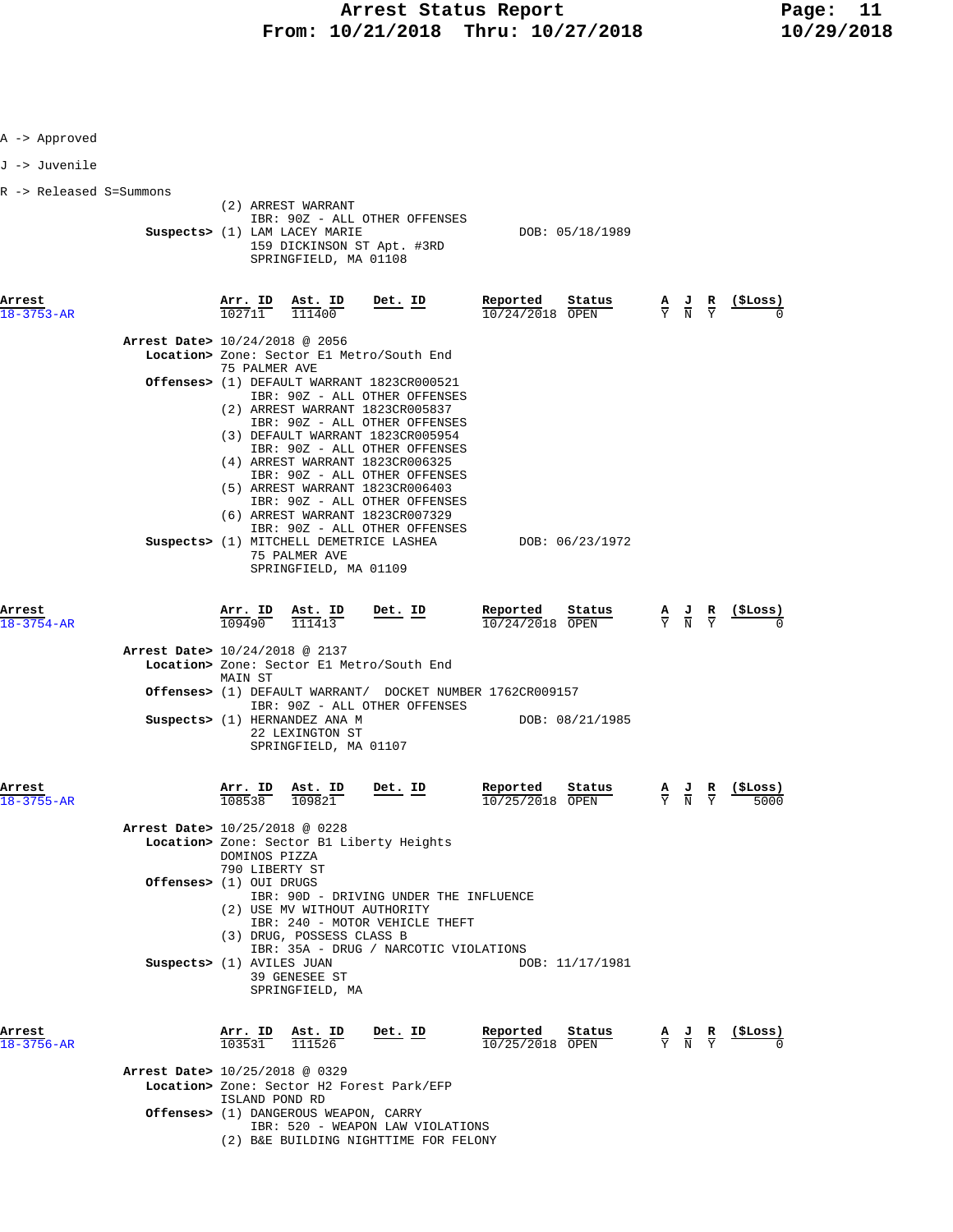A -> Approved

J -> Juvenile

R -> Released S=Summons

(2) ARREST WARRANT
IBR: 90Z - ALL OTHER OFFENSES

**Suspects>** (1) LAM LACEY MARIE — DOB: 05/18/1989
159 DICKINSON ST Apt. #3RD
SPRINGFIELD, MA 01108

| Arrest | Arr. ID | Ast. ID | Det. ID | Reported | Status | A | J | R | ($Loss) |
|---|---|---|---|---|---|---|---|---|---|
| 18-3753-AR | 102711 | 111400 | | 10/24/2018 | OPEN | Y | N | Y | 0 |

**Arrest Date>** 10/24/2018 @ 2056
**Location>** Zone: Sector E1 Metro/South End
75 PALMER AVE
**Offenses>** (1) DEFAULT WARRANT 1823CR000521
IBR: 90Z - ALL OTHER OFFENSES
(2) ARREST WARRANT 1823CR005837
IBR: 90Z - ALL OTHER OFFENSES
(3) DEFAULT WARRANT 1823CR005954
IBR: 90Z - ALL OTHER OFFENSES
(4) ARREST WARRANT 1823CR006325
IBR: 90Z - ALL OTHER OFFENSES
(5) ARREST WARRANT 1823CR006403
IBR: 90Z - ALL OTHER OFFENSES
(6) ARREST WARRANT 1823CR007329
IBR: 90Z - ALL OTHER OFFENSES
**Suspects>** (1) MITCHELL DEMETRICE LASHEA — DOB: 06/23/1972
75 PALMER AVE
SPRINGFIELD, MA 01109

| Arrest | Arr. ID | Ast. ID | Det. ID | Reported | Status | A | J | R | ($Loss) |
|---|---|---|---|---|---|---|---|---|---|
| 18-3754-AR | 109490 | 111413 | | 10/24/2018 | OPEN | Y | N | Y | 0 |

**Arrest Date>** 10/24/2018 @ 2137
**Location>** Zone: Sector E1 Metro/South End
MAIN ST
**Offenses>** (1) DEFAULT WARRANT/ DOCKET NUMBER 1762CR009157
IBR: 90Z - ALL OTHER OFFENSES
**Suspects>** (1) HERNANDEZ ANA M — DOB: 08/21/1985
22 LEXINGTON ST
SPRINGFIELD, MA 01107

| Arrest | Arr. ID | Ast. ID | Det. ID | Reported | Status | A | J | R | ($Loss) |
|---|---|---|---|---|---|---|---|---|---|
| 18-3755-AR | 108538 | 109821 | | 10/25/2018 | OPEN | Y | N | Y | 5000 |

**Arrest Date>** 10/25/2018 @ 0228
**Location>** Zone: Sector B1 Liberty Heights
DOMINOS PIZZA
790 LIBERTY ST
**Offenses>** (1) OUI DRUGS
IBR: 90D - DRIVING UNDER THE INFLUENCE
(2) USE MV WITHOUT AUTHORITY
IBR: 240 - MOTOR VEHICLE THEFT
(3) DRUG, POSSESS CLASS B
IBR: 35A - DRUG / NARCOTIC VIOLATIONS
**Suspects>** (1) AVILES JUAN — DOB: 11/17/1981
39 GENESEE ST
SPRINGFIELD, MA

| Arrest | Arr. ID | Ast. ID | Det. ID | Reported | Status | A | J | R | ($Loss) |
|---|---|---|---|---|---|---|---|---|---|
| 18-3756-AR | 103531 | 111526 | | 10/25/2018 | OPEN | Y | N | Y | 0 |

**Arrest Date>** 10/25/2018 @ 0329
**Location>** Zone: Sector H2 Forest Park/EFP
ISLAND POND RD
**Offenses>** (1) DANGEROUS WEAPON, CARRY
IBR: 520 - WEAPON LAW VIOLATIONS
(2) B&E BUILDING NIGHTTIME FOR FELONY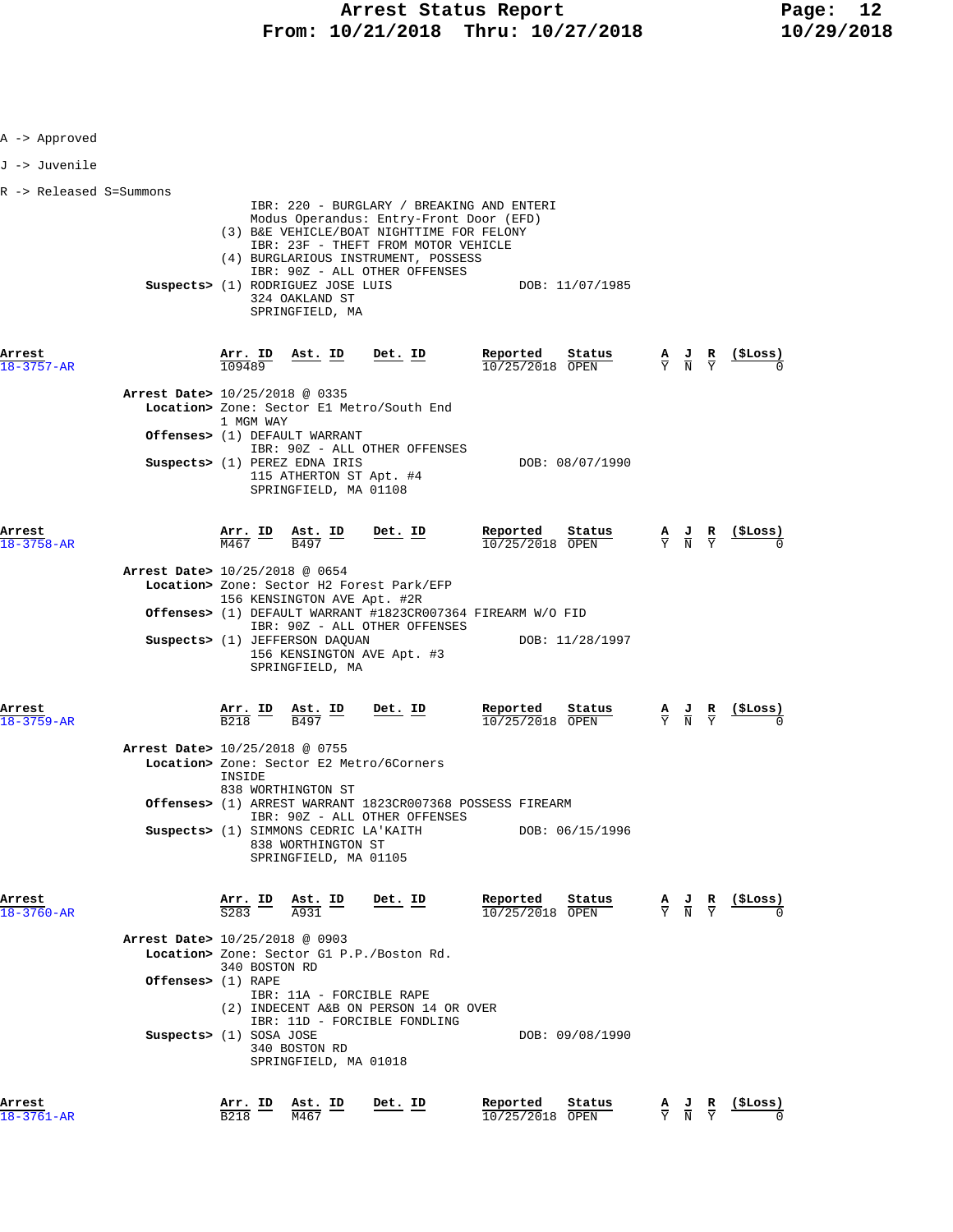A -> Approved

J -> Juvenile

R -> Released S=Summons

IBR: 220 - BURGLARY / BREAKING AND ENTERI
Modus Operandus: Entry-Front Door (EFD)
(3) B&E VEHICLE/BOAT NIGHTTIME FOR FELONY
IBR: 23F - THEFT FROM MOTOR VEHICLE
(4) BURGLARIOUS INSTRUMENT, POSSESS
IBR: 90Z - ALL OTHER OFFENSES

**Suspects>** (1) RODRIGUEZ JOSE LUIS — DOB: 11/07/1985
324 OAKLAND ST
SPRINGFIELD, MA

| Arrest | Arr. ID | Ast. ID | Det. ID | Reported | Status | A | J | R | ($Loss) |
|---|---|---|---|---|---|---|---|---|---|
| 18-3757-AR | 109489 | | | 10/25/2018 | OPEN | Y | N | Y | 0 |

**Arrest Date>** 10/25/2018 @ 0335
**Location>** Zone: Sector E1 Metro/South End
1 MGM WAY
**Offenses>** (1) DEFAULT WARRANT
IBR: 90Z - ALL OTHER OFFENSES
**Suspects>** (1) PEREZ EDNA IRIS — DOB: 08/07/1990
115 ATHERTON ST Apt. #4
SPRINGFIELD, MA 01108

| Arrest | Arr. ID | Ast. ID | Det. ID | Reported | Status | A | J | R | ($Loss) |
|---|---|---|---|---|---|---|---|---|---|
| 18-3758-AR | M467 | B497 | | 10/25/2018 | OPEN | Y | N | Y | 0 |

**Arrest Date>** 10/25/2018 @ 0654
**Location>** Zone: Sector H2 Forest Park/EFP
156 KENSINGTON AVE Apt. #2R
**Offenses>** (1) DEFAULT WARRANT #1823CR007364 FIREARM W/O FID
IBR: 90Z - ALL OTHER OFFENSES
**Suspects>** (1) JEFFERSON DAQUAN — DOB: 11/28/1997
156 KENSINGTON AVE Apt. #3
SPRINGFIELD, MA

| Arrest | Arr. ID | Ast. ID | Det. ID | Reported | Status | A | J | R | ($Loss) |
|---|---|---|---|---|---|---|---|---|---|
| 18-3759-AR | B218 | B497 | | 10/25/2018 | OPEN | Y | N | Y | 0 |

**Arrest Date>** 10/25/2018 @ 0755
**Location>** Zone: Sector E2 Metro/6Corners
INSIDE
838 WORTHINGTON ST
**Offenses>** (1) ARREST WARRANT 1823CR007368 POSSESS FIREARM
IBR: 90Z - ALL OTHER OFFENSES
**Suspects>** (1) SIMMONS CEDRIC LA'KAITH — DOB: 06/15/1996
838 WORTHINGTON ST
SPRINGFIELD, MA 01105

| Arrest | Arr. ID | Ast. ID | Det. ID | Reported | Status | A | J | R | ($Loss) |
|---|---|---|---|---|---|---|---|---|---|
| 18-3760-AR | S283 | A931 | | 10/25/2018 | OPEN | Y | N | Y | 0 |

**Arrest Date>** 10/25/2018 @ 0903
**Location>** Zone: Sector G1 P.P./Boston Rd.
340 BOSTON RD
**Offenses>** (1) RAPE
IBR: 11A - FORCIBLE RAPE
(2) INDECENT A&B ON PERSON 14 OR OVER
IBR: 11D - FORCIBLE FONDLING
**Suspects>** (1) SOSA JOSE — DOB: 09/08/1990
340 BOSTON RD
SPRINGFIELD, MA 01018

| Arrest | Arr. ID | Ast. ID | Det. ID | Reported | Status | A | J | R | ($Loss) |
|---|---|---|---|---|---|---|---|---|---|
| 18-3761-AR | B218 | M467 | | 10/25/2018 | OPEN | Y | N | Y | 0 |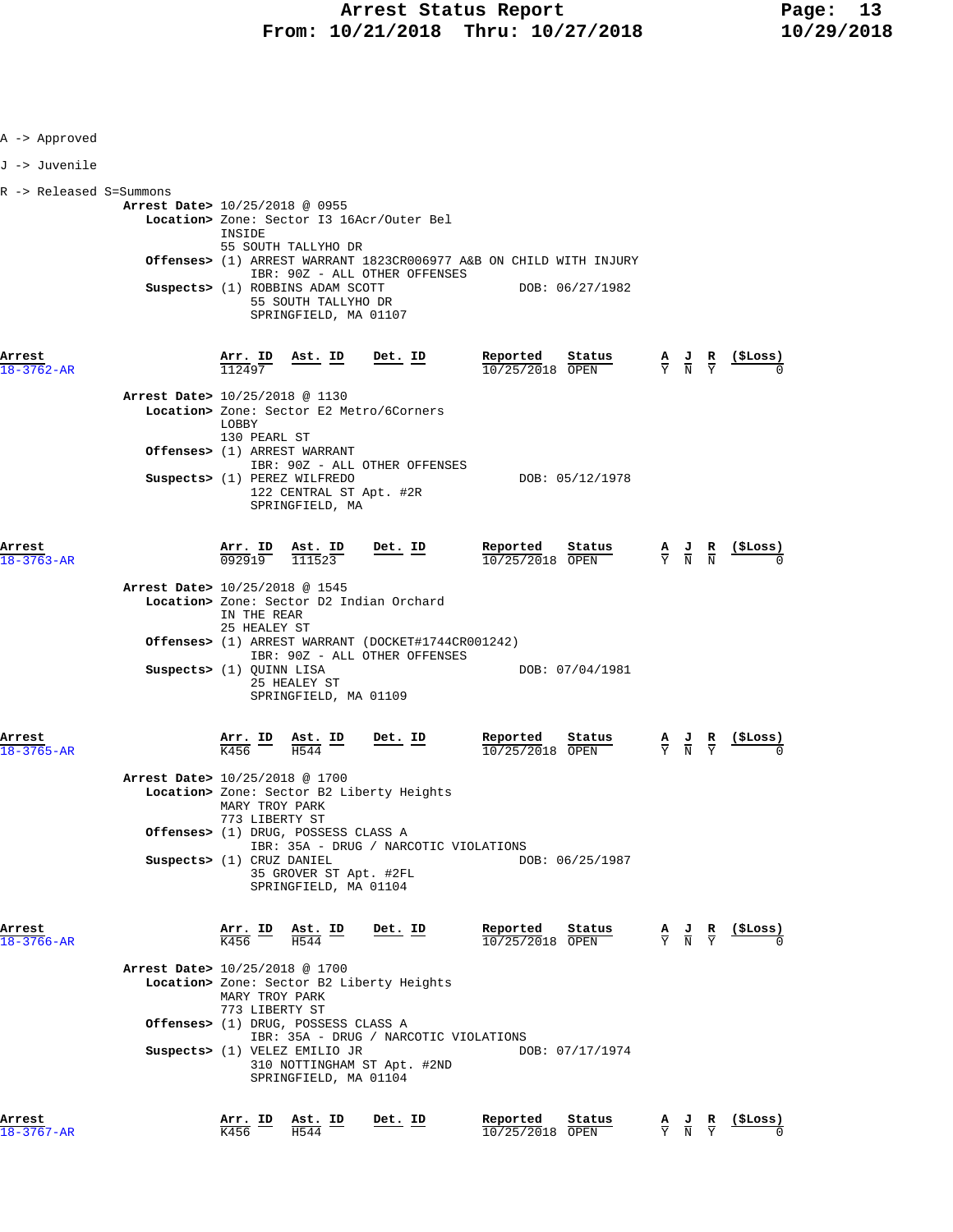A -> Approved

J -> Juvenile

R -> Released S=Summons

**Arrest Date>** 10/25/2018 @ 0955
**Location>** Zone: Sector I3 16Acr/Outer Bel
INSIDE
55 SOUTH TALLYHO DR
**Offenses>** (1) ARREST WARRANT 1823CR006977 A&B ON CHILD WITH INJURY
IBR: 90Z - ALL OTHER OFFENSES
**Suspects>** (1) ROBBINS ADAM SCOTT DOB: 06/27/1982
55 SOUTH TALLYHO DR
SPRINGFIELD, MA 01107

| Arrest | Arr. ID | Ast. ID | Det. ID | Reported | Status | A | J | R | ($Loss) |
|---|---|---|---|---|---|---|---|---|---|
| 18-3762-AR | 112497 | | | 10/25/2018 | OPEN | Y | N | Y | 0 |

**Arrest Date>** 10/25/2018 @ 1130
**Location>** Zone: Sector E2 Metro/6Corners
LOBBY
130 PEARL ST
**Offenses>** (1) ARREST WARRANT
IBR: 90Z - ALL OTHER OFFENSES
**Suspects>** (1) PEREZ WILFREDO DOB: 05/12/1978
122 CENTRAL ST Apt. #2R
SPRINGFIELD, MA

| Arrest | Arr. ID | Ast. ID | Det. ID | Reported | Status | A | J | R | ($Loss) |
|---|---|---|---|---|---|---|---|---|---|
| 18-3763-AR | 092919 | 111523 | | 10/25/2018 | OPEN | Y | N | N | 0 |

**Arrest Date>** 10/25/2018 @ 1545
**Location>** Zone: Sector D2 Indian Orchard
IN THE REAR
25 HEALEY ST
**Offenses>** (1) ARREST WARRANT (DOCKET#1744CR001242)
IBR: 90Z - ALL OTHER OFFENSES
**Suspects>** (1) QUINN LISA DOB: 07/04/1981
25 HEALEY ST
SPRINGFIELD, MA 01109

| Arrest | Arr. ID | Ast. ID | Det. ID | Reported | Status | A | J | R | ($Loss) |
|---|---|---|---|---|---|---|---|---|---|
| 18-3765-AR | K456 | H544 | | 10/25/2018 | OPEN | Y | N | Y | 0 |

**Arrest Date>** 10/25/2018 @ 1700
**Location>** Zone: Sector B2 Liberty Heights
MARY TROY PARK
773 LIBERTY ST
**Offenses>** (1) DRUG, POSSESS CLASS A
IBR: 35A - DRUG / NARCOTIC VIOLATIONS
**Suspects>** (1) CRUZ DANIEL DOB: 06/25/1987
35 GROVER ST Apt. #2FL
SPRINGFIELD, MA 01104

| Arrest | Arr. ID | Ast. ID | Det. ID | Reported | Status | A | J | R | ($Loss) |
|---|---|---|---|---|---|---|---|---|---|
| 18-3766-AR | K456 | H544 | | 10/25/2018 | OPEN | Y | N | Y | 0 |

**Arrest Date>** 10/25/2018 @ 1700
**Location>** Zone: Sector B2 Liberty Heights
MARY TROY PARK
773 LIBERTY ST
**Offenses>** (1) DRUG, POSSESS CLASS A
IBR: 35A - DRUG / NARCOTIC VIOLATIONS
**Suspects>** (1) VELEZ EMILIO JR DOB: 07/17/1974
310 NOTTINGHAM ST Apt. #2ND
SPRINGFIELD, MA 01104

| Arrest | Arr. ID | Ast. ID | Det. ID | Reported | Status | A | J | R | ($Loss) |
|---|---|---|---|---|---|---|---|---|---|
| 18-3767-AR | K456 | H544 | | 10/25/2018 | OPEN | Y | N | Y | 0 |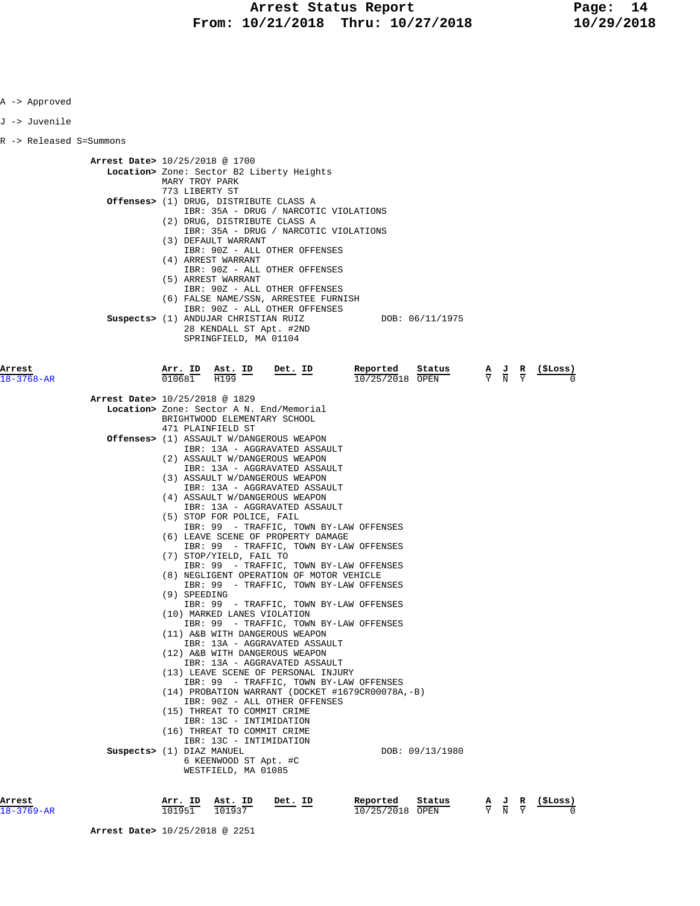A -> Approved

J -> Juvenile

R -> Released S=Summons

**Arrest Date>** 10/25/2018 @ 1700
**Location>** Zone: Sector B2 Liberty Heights
MARY TROY PARK
773 LIBERTY ST
**Offenses>** (1) DRUG, DISTRIBUTE CLASS A
IBR: 35A - DRUG / NARCOTIC VIOLATIONS
(2) DRUG, DISTRIBUTE CLASS A
IBR: 35A - DRUG / NARCOTIC VIOLATIONS
(3) DEFAULT WARRANT
IBR: 90Z - ALL OTHER OFFENSES
(4) ARREST WARRANT
IBR: 90Z - ALL OTHER OFFENSES
(5) ARREST WARRANT
IBR: 90Z - ALL OTHER OFFENSES
(6) FALSE NAME/SSN, ARRESTEE FURNISH
IBR: 90Z - ALL OTHER OFFENSES
**Suspects>** (1) ANDUJAR CHRISTIAN RUIZ DOB: 06/11/1975
28 KENDALL ST Apt. #2ND
SPRINGFIELD, MA 01104

| Arrest | Arr. ID | Ast. ID | Det. ID | Reported | Status | A | J | R | ($Loss) |
|---|---|---|---|---|---|---|---|---|---|
| 18-3768-AR | 010681 | H199 | | 10/25/2018 | OPEN | Y | N | Y | 0 |

**Arrest Date>** 10/25/2018 @ 1829
**Location>** Zone: Sector A N. End/Memorial
BRIGHTWOOD ELEMENTARY SCHOOL
471 PLAINFIELD ST
**Offenses>** (1) ASSAULT W/DANGEROUS WEAPON
IBR: 13A - AGGRAVATED ASSAULT
(2) ASSAULT W/DANGEROUS WEAPON
IBR: 13A - AGGRAVATED ASSAULT
(3) ASSAULT W/DANGEROUS WEAPON
IBR: 13A - AGGRAVATED ASSAULT
(4) ASSAULT W/DANGEROUS WEAPON
IBR: 13A - AGGRAVATED ASSAULT
(5) STOP FOR POLICE, FAIL
IBR: 99 - TRAFFIC, TOWN BY-LAW OFFENSES
(6) LEAVE SCENE OF PROPERTY DAMAGE
IBR: 99 - TRAFFIC, TOWN BY-LAW OFFENSES
(7) STOP/YIELD, FAIL TO
IBR: 99 - TRAFFIC, TOWN BY-LAW OFFENSES
(8) NEGLIGENT OPERATION OF MOTOR VEHICLE
IBR: 99 - TRAFFIC, TOWN BY-LAW OFFENSES
(9) SPEEDING
IBR: 99 - TRAFFIC, TOWN BY-LAW OFFENSES
(10) MARKED LANES VIOLATION
IBR: 99 - TRAFFIC, TOWN BY-LAW OFFENSES
(11) A&B WITH DANGEROUS WEAPON
IBR: 13A - AGGRAVATED ASSAULT
(12) A&B WITH DANGEROUS WEAPON
IBR: 13A - AGGRAVATED ASSAULT
(13) LEAVE SCENE OF PERSONAL INJURY
IBR: 99 - TRAFFIC, TOWN BY-LAW OFFENSES
(14) PROBATION WARRANT (DOCKET #1679CR00078A,-B)
IBR: 90Z - ALL OTHER OFFENSES
(15) THREAT TO COMMIT CRIME
IBR: 13C - INTIMIDATION
(16) THREAT TO COMMIT CRIME
IBR: 13C - INTIMIDATION
**Suspects>** (1) DIAZ MANUEL DOB: 09/13/1980
6 KEENWOOD ST Apt. #C
WESTFIELD, MA 01085

| Arrest | Arr. ID | Ast. ID | Det. ID | Reported | Status | A | J | R | ($Loss) |
|---|---|---|---|---|---|---|---|---|---|
| 18-3769-AR | 101951 | 101937 | | 10/25/2018 | OPEN | Y | N | Y | 0 |

**Arrest Date>** 10/25/2018 @ 2251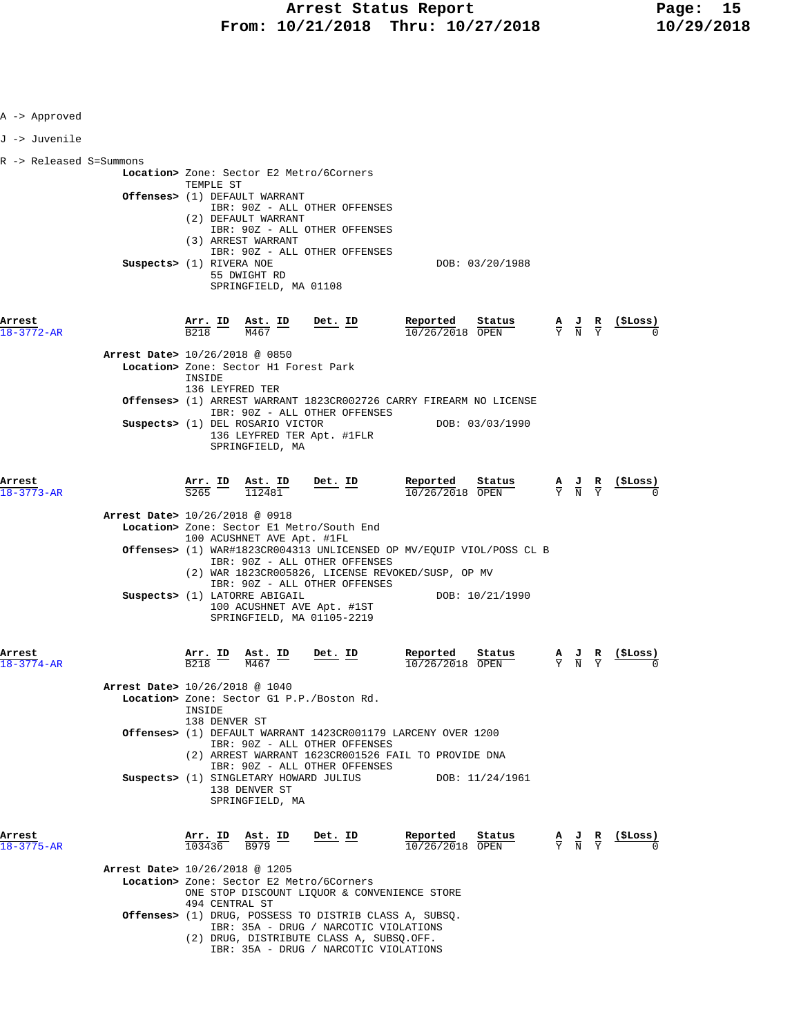A -> Approved

J -> Juvenile

R -> Released S=Summons

**Location>** Zone: Sector E2 Metro/6Corners
TEMPLE ST

**Offenses>** (1) DEFAULT WARRANT
IBR: 90Z - ALL OTHER OFFENSES
(2) DEFAULT WARRANT
IBR: 90Z - ALL OTHER OFFENSES
(3) ARREST WARRANT
IBR: 90Z - ALL OTHER OFFENSES

**Suspects>** (1) RIVERA NOE — DOB: 03/20/1988
55 DWIGHT RD
SPRINGFIELD, MA 01108

| Arrest | Arr. ID | Ast. ID | Det. ID | Reported | Status | A | J | R | ($Loss) |
|---|---|---|---|---|---|---|---|---|---|
| 18-3772-AR | B218 | M467 | | 10/26/2018 | OPEN | Y | N | Y | 0 |

**Arrest Date>** 10/26/2018 @ 0850

**Location>** Zone: Sector H1 Forest Park
INSIDE
136 LEYFRED TER

**Offenses>** (1) ARREST WARRANT 1823CR002726 CARRY FIREARM NO LICENSE
IBR: 90Z - ALL OTHER OFFENSES

**Suspects>** (1) DEL ROSARIO VICTOR — DOB: 03/03/1990
136 LEYFRED TER Apt. #1FLR
SPRINGFIELD, MA

| Arrest | Arr. ID | Ast. ID | Det. ID | Reported | Status | A | J | R | ($Loss) |
|---|---|---|---|---|---|---|---|---|---|
| 18-3773-AR | S265 | 112481 | | 10/26/2018 | OPEN | Y | N | Y | 0 |

**Arrest Date>** 10/26/2018 @ 0918

**Location>** Zone: Sector E1 Metro/South End
100 ACUSHNET AVE Apt. #1FL

**Offenses>** (1) WAR#1823CR004313 UNLICENSED OP MV/EQUIP VIOL/POSS CL B
IBR: 90Z - ALL OTHER OFFENSES
(2) WAR 1823CR005826, LICENSE REVOKED/SUSP, OP MV
IBR: 90Z - ALL OTHER OFFENSES

**Suspects>** (1) LATORRE ABIGAIL — DOB: 10/21/1990
100 ACUSHNET AVE Apt. #1ST
SPRINGFIELD, MA 01105-2219

| Arrest | Arr. ID | Ast. ID | Det. ID | Reported | Status | A | J | R | ($Loss) |
|---|---|---|---|---|---|---|---|---|---|
| 18-3774-AR | B218 | M467 | | 10/26/2018 | OPEN | Y | N | Y | 0 |

**Arrest Date>** 10/26/2018 @ 1040

**Location>** Zone: Sector G1 P.P./Boston Rd.
INSIDE
138 DENVER ST

**Offenses>** (1) DEFAULT WARRANT 1423CR001179 LARCENY OVER 1200
IBR: 90Z - ALL OTHER OFFENSES
(2) ARREST WARRANT 1623CR001526 FAIL TO PROVIDE DNA
IBR: 90Z - ALL OTHER OFFENSES

**Suspects>** (1) SINGLETARY HOWARD JULIUS — DOB: 11/24/1961
138 DENVER ST
SPRINGFIELD, MA

| Arrest | Arr. ID | Ast. ID | Det. ID | Reported | Status | A | J | R | ($Loss) |
|---|---|---|---|---|---|---|---|---|---|
| 18-3775-AR | 103436 | B979 | | 10/26/2018 | OPEN | Y | N | Y | 0 |

**Arrest Date>** 10/26/2018 @ 1205

**Location>** Zone: Sector E2 Metro/6Corners
ONE STOP DISCOUNT LIQUOR & CONVENIENCE STORE
494 CENTRAL ST

**Offenses>** (1) DRUG, POSSESS TO DISTRIB CLASS A, SUBSQ.
IBR: 35A - DRUG / NARCOTIC VIOLATIONS
(2) DRUG, DISTRIBUTE CLASS A, SUBSQ.OFF.
IBR: 35A - DRUG / NARCOTIC VIOLATIONS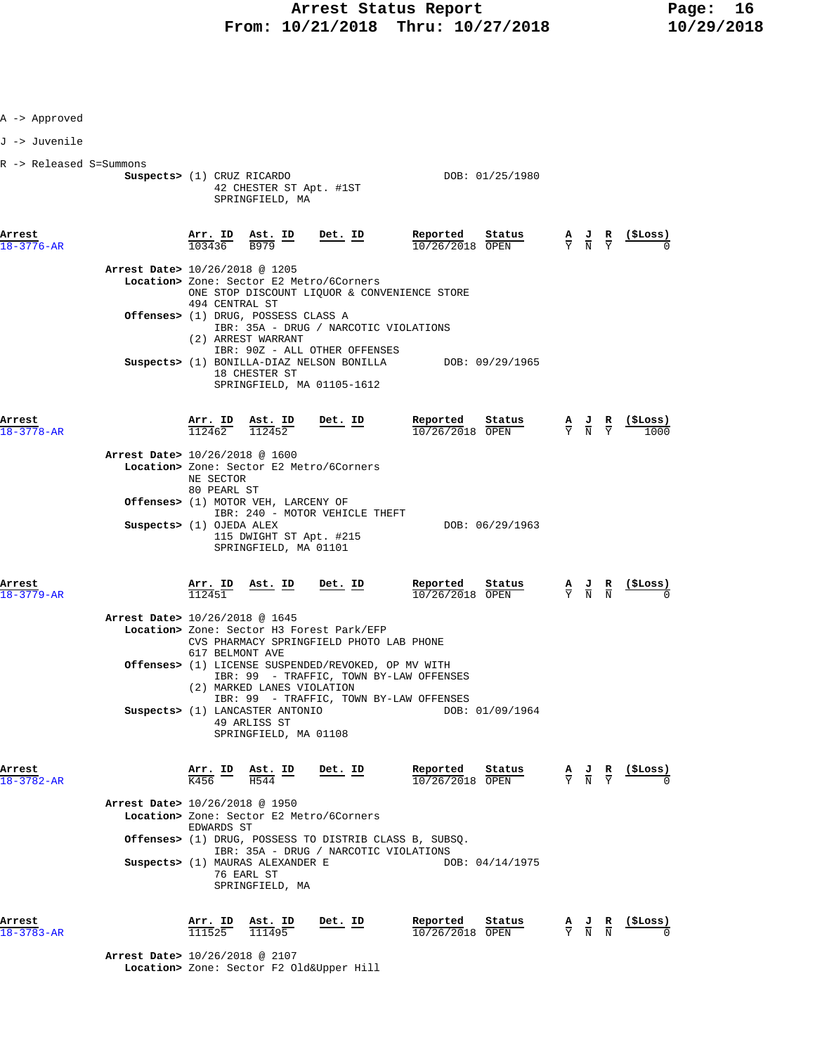A -> Approved

J -> Juvenile

R -> Released S=Summons

**Suspects>** (1) CRUZ RICARDO  DOB: 01/25/1980
42 CHESTER ST Apt. #1ST
SPRINGFIELD, MA

| Arrest | Arr. ID | Ast. ID | Det. ID | Reported | Status | A | J | R | ($Loss) |
|---|---|---|---|---|---|---|---|---|---|
| 18-3776-AR | 103436 | B979 | | 10/26/2018 | OPEN | Y | N | Y | 0 |

**Arrest Date>** 10/26/2018 @ 1205
**Location>** Zone: Sector E2 Metro/6Corners
ONE STOP DISCOUNT LIQUOR & CONVENIENCE STORE
494 CENTRAL ST
**Offenses>** (1) DRUG, POSSESS CLASS A
IBR: 35A - DRUG / NARCOTIC VIOLATIONS
(2) ARREST WARRANT
IBR: 90Z - ALL OTHER OFFENSES
**Suspects>** (1) BONILLA-DIAZ NELSON BONILLA  DOB: 09/29/1965
18 CHESTER ST
SPRINGFIELD, MA 01105-1612

| Arrest | Arr. ID | Ast. ID | Det. ID | Reported | Status | A | J | R | ($Loss) |
|---|---|---|---|---|---|---|---|---|---|
| 18-3778-AR | 112462 | 112452 | | 10/26/2018 | OPEN | Y | N | Y | 1000 |

**Arrest Date>** 10/26/2018 @ 1600
**Location>** Zone: Sector E2 Metro/6Corners
NE SECTOR
80 PEARL ST
**Offenses>** (1) MOTOR VEH, LARCENY OF
IBR: 240 - MOTOR VEHICLE THEFT
**Suspects>** (1) OJEDA ALEX  DOB: 06/29/1963
115 DWIGHT ST Apt. #215
SPRINGFIELD, MA 01101

| Arrest | Arr. ID | Ast. ID | Det. ID | Reported | Status | A | J | R | ($Loss) |
|---|---|---|---|---|---|---|---|---|---|
| 18-3779-AR | 112451 | | | 10/26/2018 | OPEN | Y | N | N | 0 |

**Arrest Date>** 10/26/2018 @ 1645
**Location>** Zone: Sector H3 Forest Park/EFP
CVS PHARMACY SPRINGFIELD PHOTO LAB PHONE
617 BELMONT AVE
**Offenses>** (1) LICENSE SUSPENDED/REVOKED, OP MV WITH
IBR: 99 - TRAFFIC, TOWN BY-LAW OFFENSES
(2) MARKED LANES VIOLATION
IBR: 99 - TRAFFIC, TOWN BY-LAW OFFENSES
**Suspects>** (1) LANCASTER ANTONIO  DOB: 01/09/1964
49 ARLISS ST
SPRINGFIELD, MA 01108

| Arrest | Arr. ID | Ast. ID | Det. ID | Reported | Status | A | J | R | ($Loss) |
|---|---|---|---|---|---|---|---|---|---|
| 18-3782-AR | K456 | H544 | | 10/26/2018 | OPEN | Y | N | Y | 0 |

**Arrest Date>** 10/26/2018 @ 1950
**Location>** Zone: Sector E2 Metro/6Corners
EDWARDS ST
**Offenses>** (1) DRUG, POSSESS TO DISTRIB CLASS B, SUBSQ.
IBR: 35A - DRUG / NARCOTIC VIOLATIONS
**Suspects>** (1) MAURAS ALEXANDER E  DOB: 04/14/1975
76 EARL ST
SPRINGFIELD, MA

| Arrest | Arr. ID | Ast. ID | Det. ID | Reported | Status | A | J | R | ($Loss) |
|---|---|---|---|---|---|---|---|---|---|
| 18-3783-AR | 111525 | 111495 | | 10/26/2018 | OPEN | Y | N | N | 0 |

**Arrest Date>** 10/26/2018 @ 2107
**Location>** Zone: Sector F2 Old&Upper Hill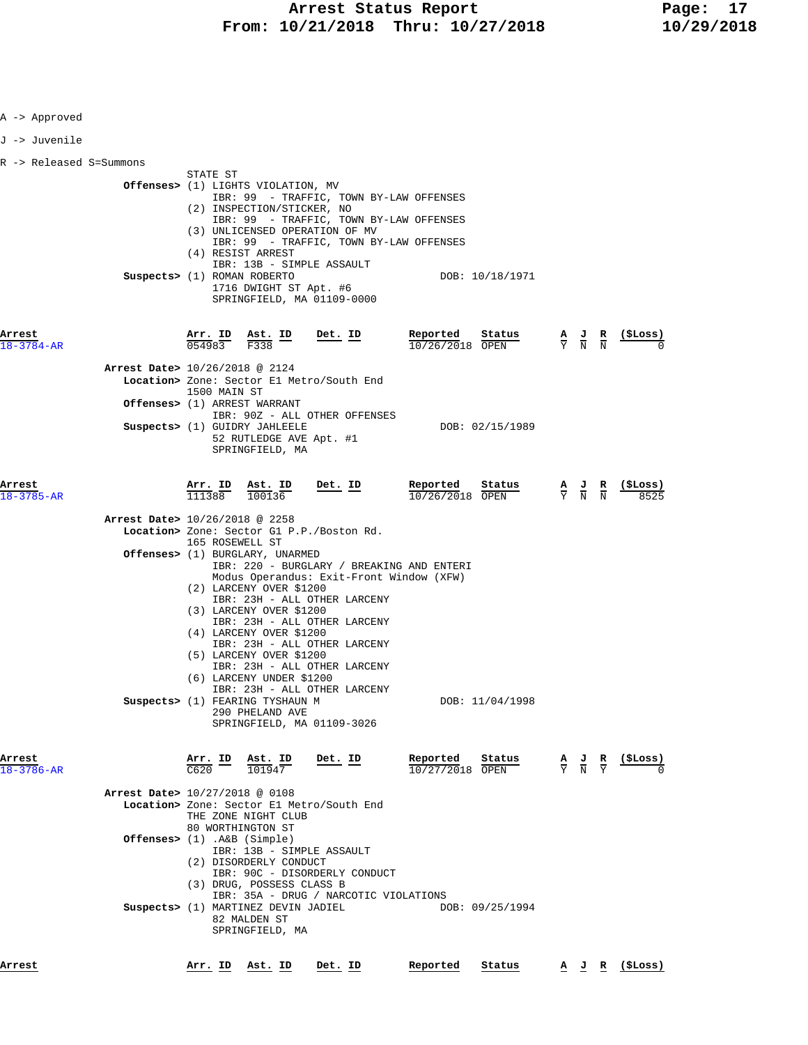A -> Approved

J -> Juvenile

R -> Released S=Summons

STATE ST

**Offenses>** (1) LIGHTS VIOLATION, MV
IBR: 99 - TRAFFIC, TOWN BY-LAW OFFENSES
(2) INSPECTION/STICKER, NO
IBR: 99 - TRAFFIC, TOWN BY-LAW OFFENSES
(3) UNLICENSED OPERATION OF MV
IBR: 99 - TRAFFIC, TOWN BY-LAW OFFENSES
(4) RESIST ARREST
IBR: 13B - SIMPLE ASSAULT

**Suspects>** (1) ROMAN ROBERTO DOB: 10/18/1971
1716 DWIGHT ST Apt. #6
SPRINGFIELD, MA 01109-0000

| Arrest | Arr. ID | Ast. ID | Det. ID | Reported | Status | A | J | R | ($Loss) |
|---|---|---|---|---|---|---|---|---|---|
| 18-3784-AR | 054983 | F338 | | 10/26/2018 | OPEN | Y | N | N | 0 |

**Arrest Date>** 10/26/2018 @ 2124
**Location>** Zone: Sector E1 Metro/South End
1500 MAIN ST
**Offenses>** (1) ARREST WARRANT
IBR: 90Z - ALL OTHER OFFENSES
**Suspects>** (1) GUIDRY JAHLEELE DOB: 02/15/1989
52 RUTLEDGE AVE Apt. #1
SPRINGFIELD, MA

| Arrest | Arr. ID | Ast. ID | Det. ID | Reported | Status | A | J | R | ($Loss) |
|---|---|---|---|---|---|---|---|---|---|
| 18-3785-AR | 111388 | 100136 | | 10/26/2018 | OPEN | Y | N | N | 8525 |

**Arrest Date>** 10/26/2018 @ 2258
**Location>** Zone: Sector G1 P.P./Boston Rd.
165 ROSEWELL ST
**Offenses>** (1) BURGLARY, UNARMED
IBR: 220 - BURGLARY / BREAKING AND ENTERI
Modus Operandus: Exit-Front Window (XFW)
(2) LARCENY OVER $1200
IBR: 23H - ALL OTHER LARCENY
(3) LARCENY OVER $1200
IBR: 23H - ALL OTHER LARCENY
(4) LARCENY OVER $1200
IBR: 23H - ALL OTHER LARCENY
(5) LARCENY OVER $1200
IBR: 23H - ALL OTHER LARCENY
(6) LARCENY UNDER $1200
IBR: 23H - ALL OTHER LARCENY
**Suspects>** (1) FEARING TYSHAUN M DOB: 11/04/1998
290 PHELAND AVE
SPRINGFIELD, MA 01109-3026

| Arrest | Arr. ID | Ast. ID | Det. ID | Reported | Status | A | J | R | ($Loss) |
|---|---|---|---|---|---|---|---|---|---|
| 18-3786-AR | C620 | 101947 | | 10/27/2018 | OPEN | Y | N | Y | 0 |

**Arrest Date>** 10/27/2018 @ 0108
**Location>** Zone: Sector E1 Metro/South End
THE ZONE NIGHT CLUB
80 WORTHINGTON ST
**Offenses>** (1) .A&B (Simple)
IBR: 13B - SIMPLE ASSAULT
(2) DISORDERLY CONDUCT
IBR: 90C - DISORDERLY CONDUCT
(3) DRUG, POSSESS CLASS B
IBR: 35A - DRUG / NARCOTIC VIOLATIONS
**Suspects>** (1) MARTINEZ DEVIN JADIEL DOB: 09/25/1994
82 MALDEN ST
SPRINGFIELD, MA

| Arrest | Arr. ID | Ast. ID | Det. ID | Reported | Status | A | J | R | ($Loss) |
|---|---|---|---|---|---|---|---|---|---|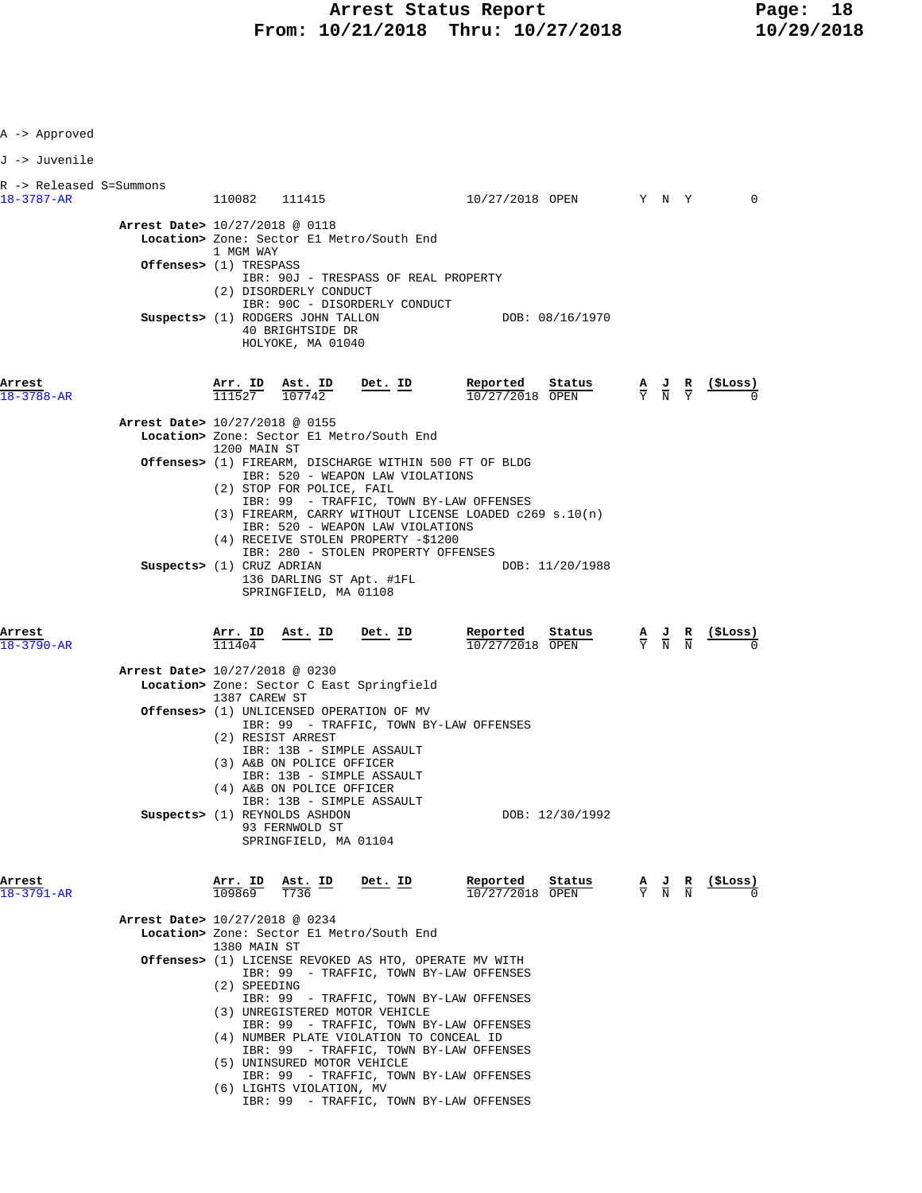A -> Approved

J -> Juvenile

R -> Released S=Summons

| Arrest | Arr. ID | Ast. ID | Det. ID | Reported | Status | A | J | R | ($Loss) |
|---|---|---|---|---|---|---|---|---|---|
| 18-3787-AR | 110082 | 111415 | | 10/27/2018 | OPEN | Y | N | Y | 0 |

**Arrest Date>** 10/27/2018 @ 0118
**Location>** Zone: Sector E1 Metro/South End
1 MGM WAY
**Offenses>** (1) TRESPASS
IBR: 90J - TRESPASS OF REAL PROPERTY
(2) DISORDERLY CONDUCT
IBR: 90C - DISORDERLY CONDUCT
**Suspects>** (1) RODGERS JOHN TALLON — DOB: 08/16/1970
40 BRIGHTSIDE DR
HOLYOKE, MA 01040

| Arrest | Arr. ID | Ast. ID | Det. ID | Reported | Status | A | J | R | ($Loss) |
|---|---|---|---|---|---|---|---|---|---|
| 18-3788-AR | 111527 | 107742 | | 10/27/2018 | OPEN | Y | N | Y | 0 |

**Arrest Date>** 10/27/2018 @ 0155
**Location>** Zone: Sector E1 Metro/South End
1200 MAIN ST
**Offenses>** (1) FIREARM, DISCHARGE WITHIN 500 FT OF BLDG
IBR: 520 - WEAPON LAW VIOLATIONS
(2) STOP FOR POLICE, FAIL
IBR: 99 - TRAFFIC, TOWN BY-LAW OFFENSES
(3) FIREARM, CARRY WITHOUT LICENSE LOADED c269 s.10(n)
IBR: 520 - WEAPON LAW VIOLATIONS
(4) RECEIVE STOLEN PROPERTY -$1200
IBR: 280 - STOLEN PROPERTY OFFENSES
**Suspects>** (1) CRUZ ADRIAN — DOB: 11/20/1988
136 DARLING ST Apt. #1FL
SPRINGFIELD, MA 01108

| Arrest | Arr. ID | Ast. ID | Det. ID | Reported | Status | A | J | R | ($Loss) |
|---|---|---|---|---|---|---|---|---|---|
| 18-3790-AR | 111404 | | | 10/27/2018 | OPEN | Y | N | N | 0 |

**Arrest Date>** 10/27/2018 @ 0230
**Location>** Zone: Sector C East Springfield
1387 CAREW ST
**Offenses>** (1) UNLICENSED OPERATION OF MV
IBR: 99 - TRAFFIC, TOWN BY-LAW OFFENSES
(2) RESIST ARREST
IBR: 13B - SIMPLE ASSAULT
(3) A&B ON POLICE OFFICER
IBR: 13B - SIMPLE ASSAULT
(4) A&B ON POLICE OFFICER
IBR: 13B - SIMPLE ASSAULT
**Suspects>** (1) REYNOLDS ASHDON — DOB: 12/30/1992
93 FERNWOLD ST
SPRINGFIELD, MA 01104

| Arrest | Arr. ID | Ast. ID | Det. ID | Reported | Status | A | J | R | ($Loss) |
|---|---|---|---|---|---|---|---|---|---|
| 18-3791-AR | 109869 | T736 | | 10/27/2018 | OPEN | Y | N | N | 0 |

**Arrest Date>** 10/27/2018 @ 0234
**Location>** Zone: Sector E1 Metro/South End
1380 MAIN ST
**Offenses>** (1) LICENSE REVOKED AS HTO, OPERATE MV WITH
IBR: 99 - TRAFFIC, TOWN BY-LAW OFFENSES
(2) SPEEDING
IBR: 99 - TRAFFIC, TOWN BY-LAW OFFENSES
(3) UNREGISTERED MOTOR VEHICLE
IBR: 99 - TRAFFIC, TOWN BY-LAW OFFENSES
(4) NUMBER PLATE VIOLATION TO CONCEAL ID
IBR: 99 - TRAFFIC, TOWN BY-LAW OFFENSES
(5) UNINSURED MOTOR VEHICLE
IBR: 99 - TRAFFIC, TOWN BY-LAW OFFENSES
(6) LIGHTS VIOLATION, MV
IBR: 99 - TRAFFIC, TOWN BY-LAW OFFENSES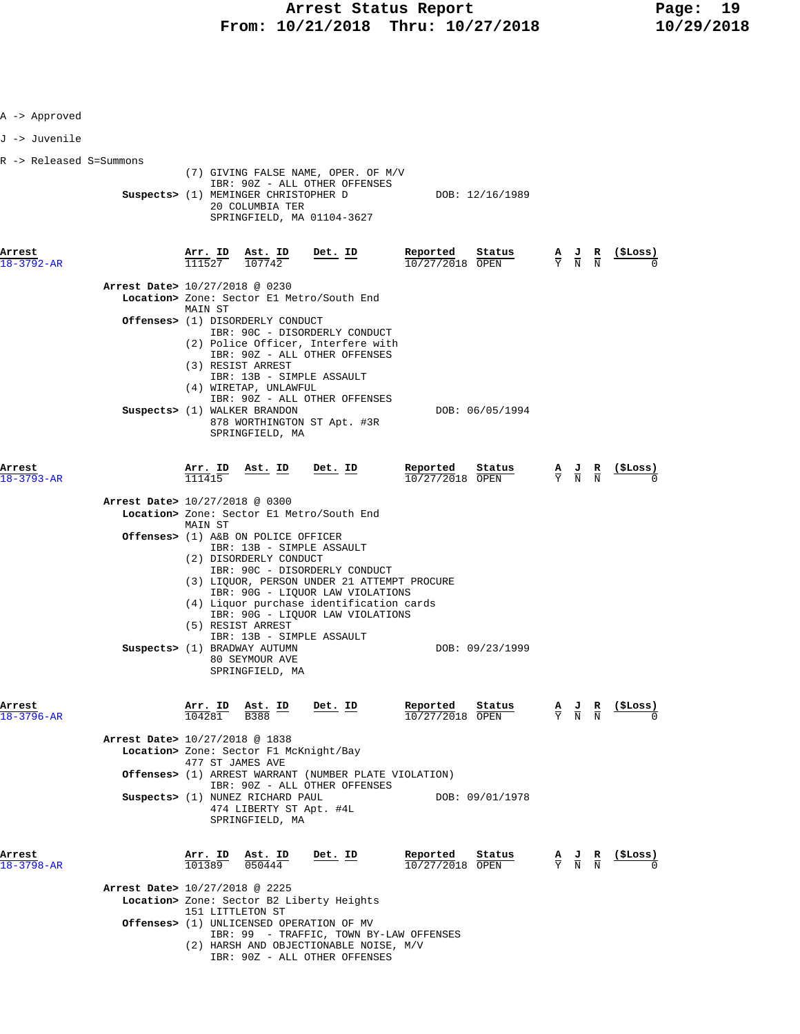A -> Approved

J -> Juvenile

R -> Released S=Summons

(7) GIVING FALSE NAME, OPER. OF M/V
IBR: 90Z - ALL OTHER OFFENSES

**Suspects>** (1) MEMINGER CHRISTOPHER D — DOB: 12/16/1989
20 COLUMBIA TER
SPRINGFIELD, MA 01104-3627

| Arrest | Arr. ID | Ast. ID | Det. ID | Reported | Status | A | J | R | ($Loss) |
|---|---|---|---|---|---|---|---|---|---|
| 18-3792-AR | 111527 | 107742 | | 10/27/2018 | OPEN | Y | N | N | 0 |

**Arrest Date>** 10/27/2018 @ 0230
**Location>** Zone: Sector E1 Metro/South End
MAIN ST
**Offenses>** (1) DISORDERLY CONDUCT
IBR: 90C - DISORDERLY CONDUCT
(2) Police Officer, Interfere with
IBR: 90Z - ALL OTHER OFFENSES
(3) RESIST ARREST
IBR: 13B - SIMPLE ASSAULT
(4) WIRETAP, UNLAWFUL
IBR: 90Z - ALL OTHER OFFENSES
**Suspects>** (1) WALKER BRANDON — DOB: 06/05/1994
878 WORTHINGTON ST Apt. #3R
SPRINGFIELD, MA

| Arrest | Arr. ID | Ast. ID | Det. ID | Reported | Status | A | J | R | ($Loss) |
|---|---|---|---|---|---|---|---|---|---|
| 18-3793-AR | 111415 | | | 10/27/2018 | OPEN | Y | N | N | 0 |

**Arrest Date>** 10/27/2018 @ 0300
**Location>** Zone: Sector E1 Metro/South End
MAIN ST
**Offenses>** (1) A&B ON POLICE OFFICER
IBR: 13B - SIMPLE ASSAULT
(2) DISORDERLY CONDUCT
IBR: 90C - DISORDERLY CONDUCT
(3) LIQUOR, PERSON UNDER 21 ATTEMPT PROCURE
IBR: 90G - LIQUOR LAW VIOLATIONS
(4) Liquor purchase identification cards
IBR: 90G - LIQUOR LAW VIOLATIONS
(5) RESIST ARREST
IBR: 13B - SIMPLE ASSAULT
**Suspects>** (1) BRADWAY AUTUMN — DOB: 09/23/1999
80 SEYMOUR AVE
SPRINGFIELD, MA

| Arrest | Arr. ID | Ast. ID | Det. ID | Reported | Status | A | J | R | ($Loss) |
|---|---|---|---|---|---|---|---|---|---|
| 18-3796-AR | 104281 | B388 | | 10/27/2018 | OPEN | Y | N | N | 0 |

**Arrest Date>** 10/27/2018 @ 1838
**Location>** Zone: Sector F1 McKnight/Bay
477 ST JAMES AVE
**Offenses>** (1) ARREST WARRANT (NUMBER PLATE VIOLATION)
IBR: 90Z - ALL OTHER OFFENSES
**Suspects>** (1) NUNEZ RICHARD PAUL — DOB: 09/01/1978
474 LIBERTY ST Apt. #4L
SPRINGFIELD, MA

| Arrest | Arr. ID | Ast. ID | Det. ID | Reported | Status | A | J | R | ($Loss) |
|---|---|---|---|---|---|---|---|---|---|
| 18-3798-AR | 101389 | 050444 | | 10/27/2018 | OPEN | Y | N | N | 0 |

**Arrest Date>** 10/27/2018 @ 2225
**Location>** Zone: Sector B2 Liberty Heights
151 LITTLETON ST
**Offenses>** (1) UNLICENSED OPERATION OF MV
IBR: 99 - TRAFFIC, TOWN BY-LAW OFFENSES
(2) HARSH AND OBJECTIONABLE NOISE, M/V
IBR: 90Z - ALL OTHER OFFENSES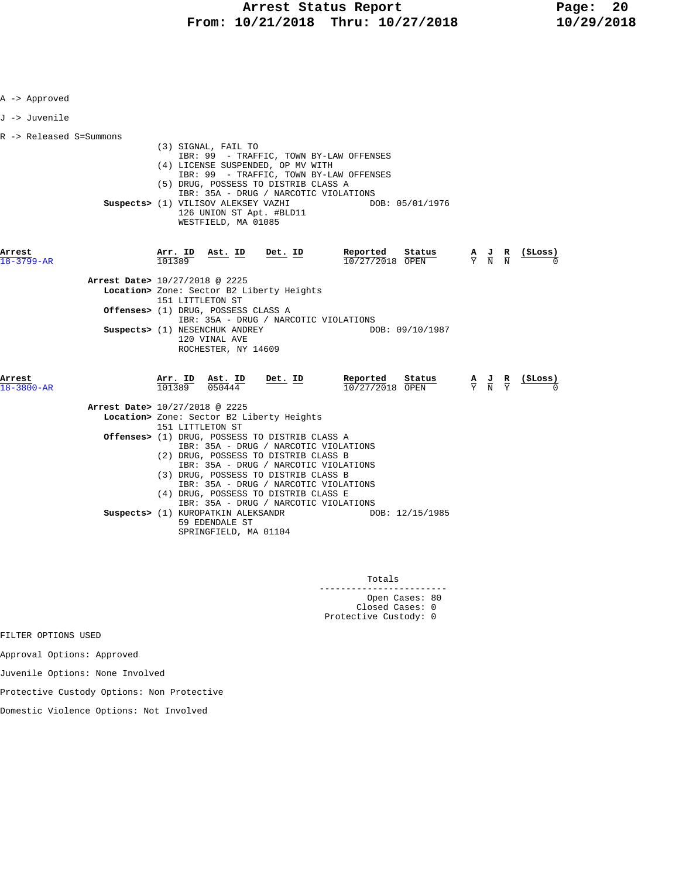A -> Approved

J -> Juvenile

R -> Released S=Summons

(3) SIGNAL, FAIL TO
IBR: 99 - TRAFFIC, TOWN BY-LAW OFFENSES
(4) LICENSE SUSPENDED, OP MV WITH
IBR: 99 - TRAFFIC, TOWN BY-LAW OFFENSES
(5) DRUG, POSSESS TO DISTRIB CLASS A
IBR: 35A - DRUG / NARCOTIC VIOLATIONS

**Suspects>** (1) VILISOV ALEKSEY VAZHI DOB: 05/01/1976
126 UNION ST Apt. #BLD11
WESTFIELD, MA 01085

| Arrest | Arr. ID | Ast. ID | Det. ID | Reported | Status | A | J | R | ($Loss) |
|---|---|---|---|---|---|---|---|---|---|
| 18-3799-AR | 101389 | | | 10/27/2018 | OPEN | Y | N | N | 0 |

**Arrest Date>** 10/27/2018 @ 2225
**Location>** Zone: Sector B2 Liberty Heights
151 LITTLETON ST
**Offenses>** (1) DRUG, POSSESS CLASS A
IBR: 35A - DRUG / NARCOTIC VIOLATIONS
**Suspects>** (1) NESENCHUK ANDREY DOB: 09/10/1987
120 VINAL AVE
ROCHESTER, NY 14609

| Arrest | Arr. ID | Ast. ID | Det. ID | Reported | Status | A | J | R | ($Loss) |
|---|---|---|---|---|---|---|---|---|---|
| 18-3800-AR | 101389 | 050444 | | 10/27/2018 | OPEN | Y | N | Y | 0 |

**Arrest Date>** 10/27/2018 @ 2225
**Location>** Zone: Sector B2 Liberty Heights
151 LITTLETON ST
**Offenses>** (1) DRUG, POSSESS TO DISTRIB CLASS A
IBR: 35A - DRUG / NARCOTIC VIOLATIONS
(2) DRUG, POSSESS TO DISTRIB CLASS B
IBR: 35A - DRUG / NARCOTIC VIOLATIONS
(3) DRUG, POSSESS TO DISTRIB CLASS B
IBR: 35A - DRUG / NARCOTIC VIOLATIONS
(4) DRUG, POSSESS TO DISTRIB CLASS E
IBR: 35A - DRUG / NARCOTIC VIOLATIONS
**Suspects>** (1) KUROPATKIN ALEKSANDR DOB: 12/15/1985
59 EDENDALE ST
SPRINGFIELD, MA 01104

**Totals**

Open Cases: 80
Closed Cases: 0
Protective Custody: 0

FILTER OPTIONS USED

Approval Options: Approved

Juvenile Options: None Involved

Protective Custody Options: Non Protective

Domestic Violence Options: Not Involved